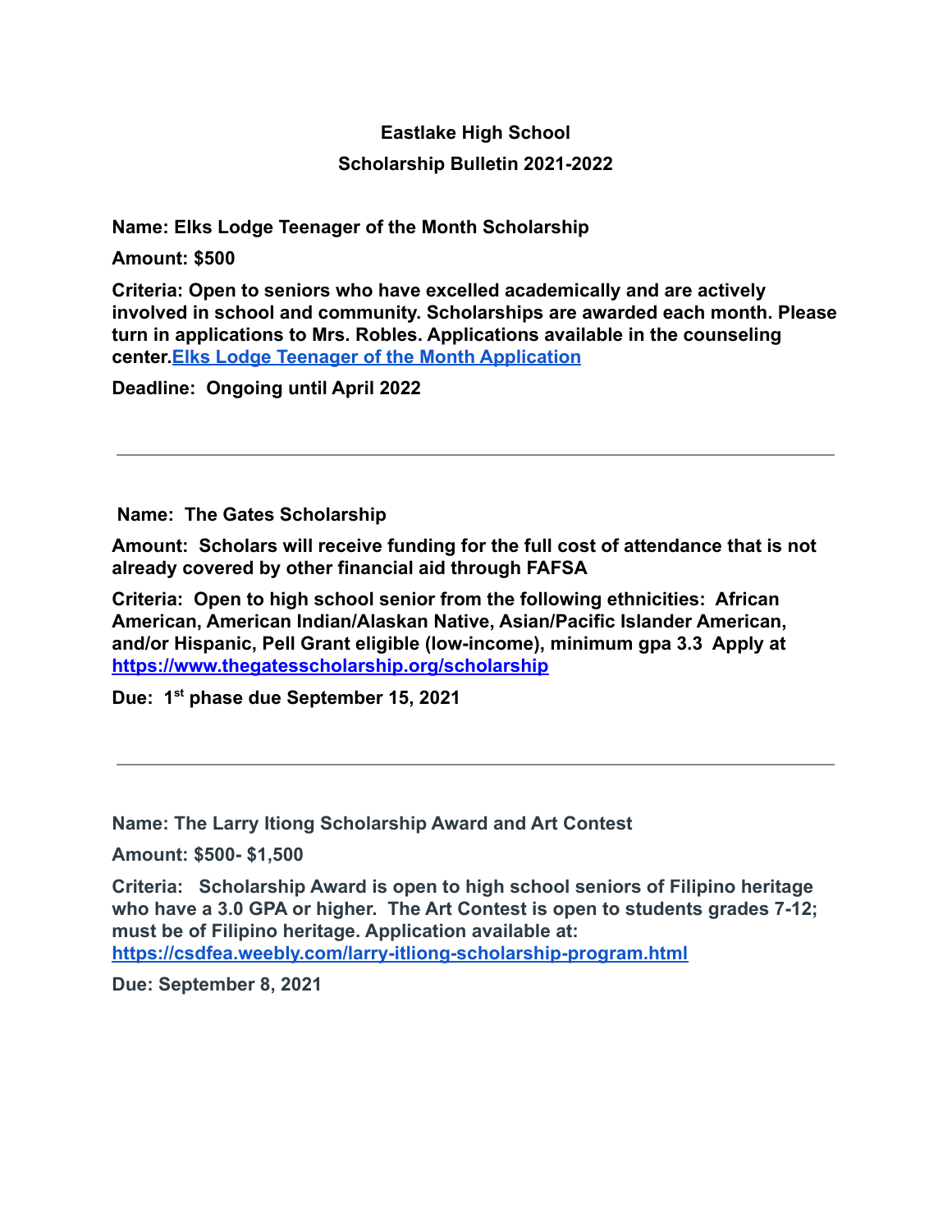# Eastlake High School

## Scholarship Bulletin 2021-2022

**Name: Elks Lodge Teenager of the Month Scholarship**

**Amount: $500**

**Criteria: Open to seniors who have excelled academically and are actively involved in school and community. Scholarships are awarded each month. Please turn in applications to Mrs. Robles. Applications available in the counseling center.Elks Lodge Teenager of the Month Application**

**Deadline: Ongoing until April 2022**

---

**Name: The Gates Scholarship**

**Amount: Scholars will receive funding for the full cost of attendance that is not already covered by other financial aid through FAFSA**

**Criteria: Open to high school senior from the following ethnicities: African American, American Indian/Alaskan Native, Asian/Pacific Islander American, and/or Hispanic, Pell Grant eligible (low-income), minimum gpa 3.3 Apply at https://www.thegatesscholarship.org/scholarship**

**Due: 1st phase due September 15, 2021**

---

**Name: The Larry Itiong Scholarship Award and Art Contest**

**Amount: $500- $1,500**

**Criteria: Scholarship Award is open to high school seniors of Filipino heritage who have a 3.0 GPA or higher. The Art Contest is open to students grades 7-12; must be of Filipino heritage. Application available at: https://csdfea.weebly.com/larry-itliong-scholarship-program.html**

**Due: September 8, 2021**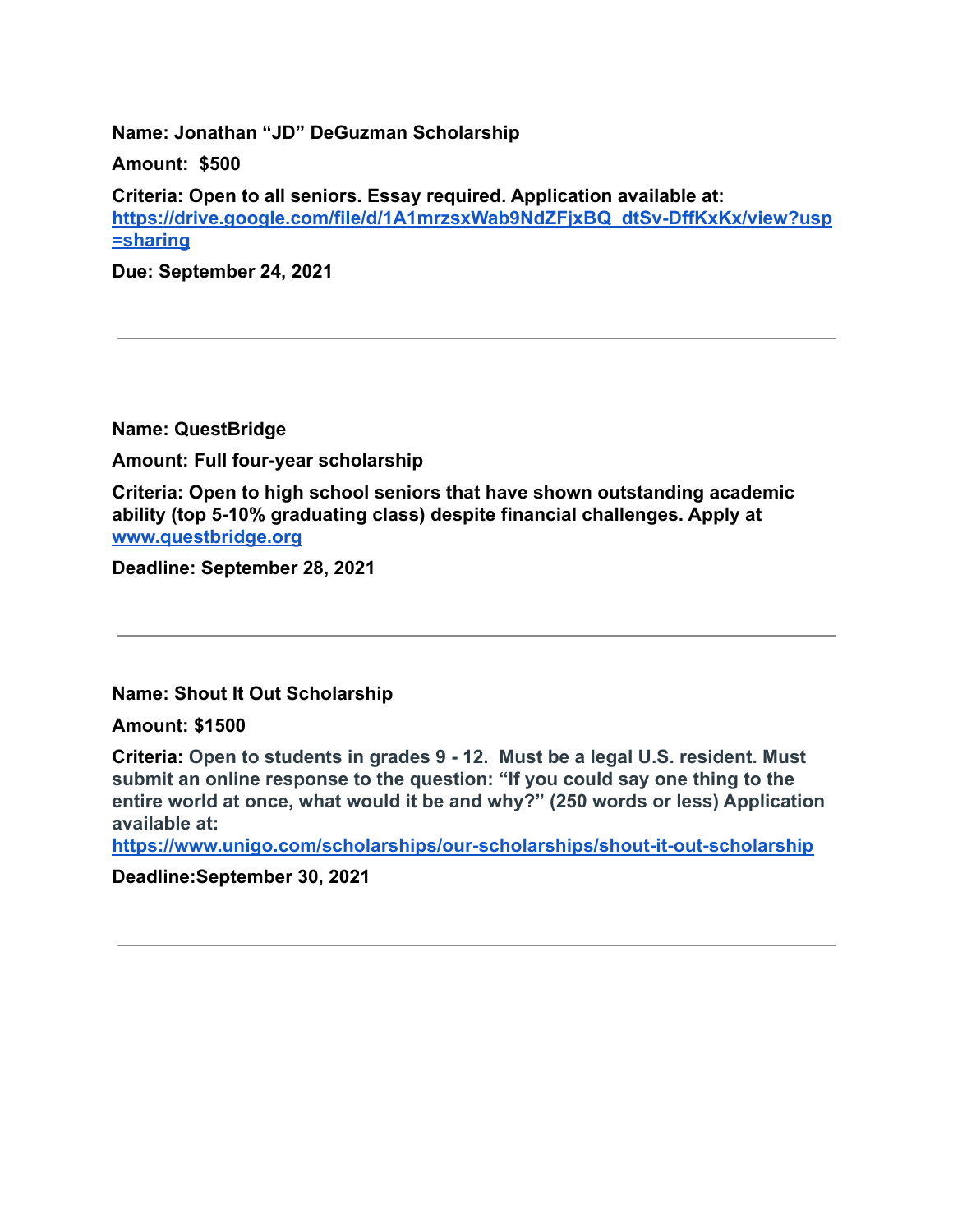**Name: Jonathan “JD” DeGuzman Scholarship**

**Amount: $500**

**Criteria: Open to all seniors. Essay required. Application available at: [https://drive.google.com/file/d/1A1mrzsxWab9NdZFjxBQ_dtSv-DffKxKx/view?usp=sharing](https://drive.google.com/file/d/1A1mrzsxWab9NdZFjxBQ_dtSv-DffKxKx/view?usp=sharing)**

**Due: September 24, 2021**

---

**Name: QuestBridge**

**Amount: Full four-year scholarship**

**Criteria: Open to high school seniors that have shown outstanding academic ability (top 5-10% graduating class) despite financial challenges. Apply at [www.questbridge.org](www.questbridge.org)**

**Deadline: September 28, 2021**

---

**Name: Shout It Out Scholarship**

**Amount: $1500**

**Criteria: Open to students in grades 9 - 12. Must be a legal U.S. resident. Must submit an online response to the question: “If you could say one thing to the entire world at once, what would it be and why?” (250 words or less) Application available at: [https://www.unigo.com/scholarships/our-scholarships/shout-it-out-scholarship](https://www.unigo.com/scholarships/our-scholarships/shout-it-out-scholarship)**

**Deadline:September 30, 2021**

---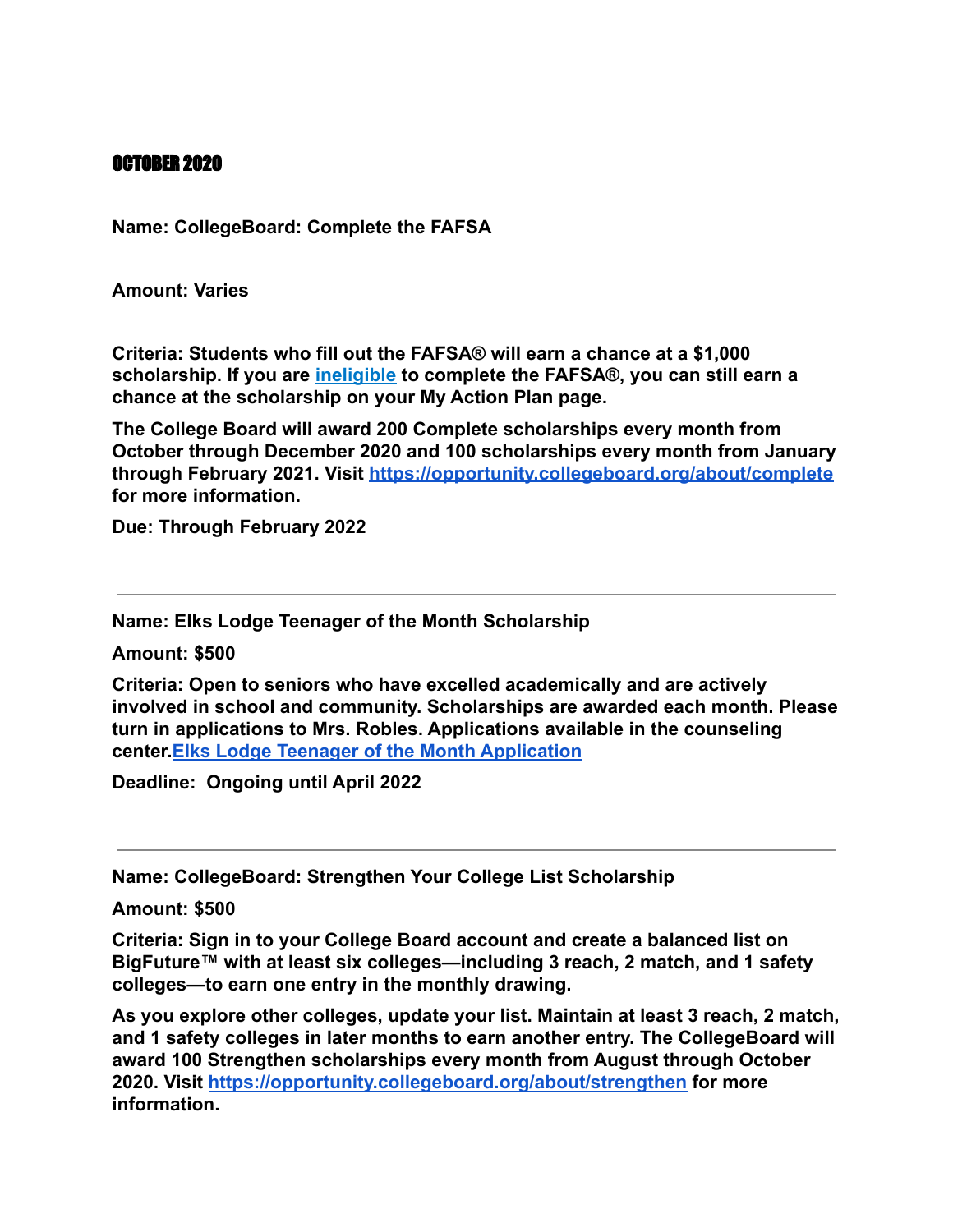## OCTOBER 2020

**Name: CollegeBoard: Complete the FAFSA**

**Amount: Varies**

**Criteria: Students who fill out the FAFSA® will earn a chance at a $1,000 scholarship. If you are [ineligible]() to complete the FAFSA®, you can still earn a chance at the scholarship on your My Action Plan page.**

**The College Board will award 200 Complete scholarships every month from October through December 2020 and 100 scholarships every month from January through February 2021. Visit [https://opportunity.collegeboard.org/about/complete](https://opportunity.collegeboard.org/about/complete) for more information.**

**Due: Through February 2022**

---

**Name: Elks Lodge Teenager of the Month Scholarship**

**Amount: $500**

**Criteria: Open to seniors who have excelled academically and are actively involved in school and community. Scholarships are awarded each month. Please turn in applications to Mrs. Robles. Applications available in the counseling center.[Elks Lodge Teenager of the Month Application]()**

**Deadline: Ongoing until April 2022**

---

**Name: CollegeBoard: Strengthen Your College List Scholarship**

**Amount: $500**

**Criteria: Sign in to your College Board account and create a balanced list on BigFuture™ with at least six colleges—including 3 reach, 2 match, and 1 safety colleges—to earn one entry in the monthly drawing.**

**As you explore other colleges, update your list. Maintain at least 3 reach, 2 match, and 1 safety colleges in later months to earn another entry. The CollegeBoard will award 100 Strengthen scholarships every month from August through October 2020. Visit [https://opportunity.collegeboard.org/about/strengthen](https://opportunity.collegeboard.org/about/strengthen) for more information.**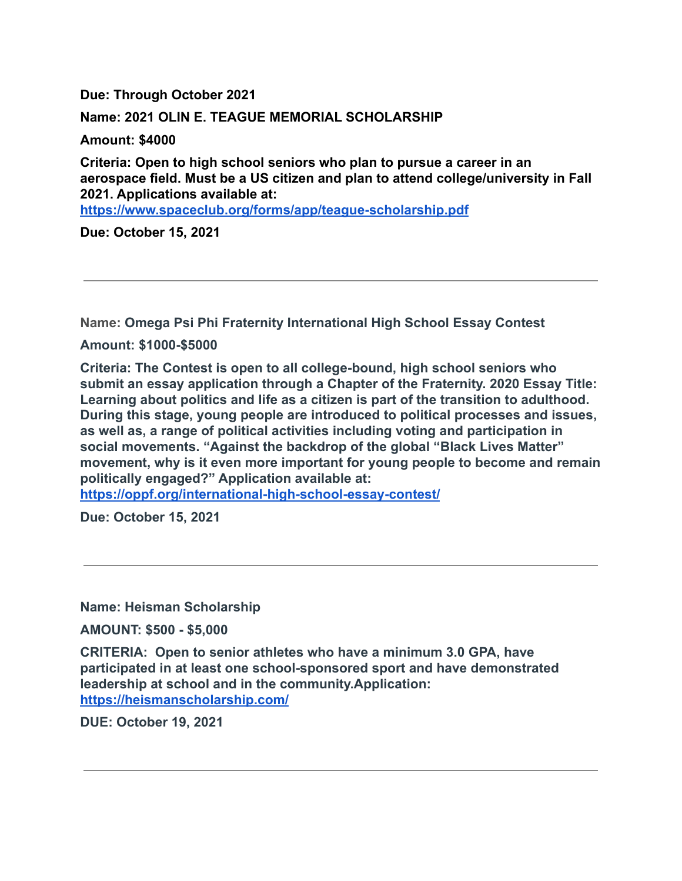**Due: Through October 2021**

**Name: 2021 OLIN E. TEAGUE MEMORIAL SCHOLARSHIP**

**Amount: $4000**

**Criteria: Open to high school seniors who plan to pursue a career in an aerospace field. Must be a US citizen and plan to attend college/university in Fall 2021. Applications available at: [https://www.spaceclub.org/forms/app/teague-scholarship.pdf](https://www.spaceclub.org/forms/app/teague-scholarship.pdf)**

**Due: October 15, 2021**

---

**Name: Omega Psi Phi Fraternity International High School Essay Contest**

**Amount: $1000-$5000**

**Criteria: The Contest is open to all college-bound, high school seniors who submit an essay application through a Chapter of the Fraternity. 2020 Essay Title: Learning about politics and life as a citizen is part of the transition to adulthood. During this stage, young people are introduced to political processes and issues, as well as, a range of political activities including voting and participation in social movements. "Against the backdrop of the global "Black Lives Matter" movement, why is it even more important for young people to become and remain politically engaged?" Application available at: [https://oppf.org/international-high-school-essay-contest/](https://oppf.org/international-high-school-essay-contest/)**

**Due: October 15, 2021**

---

**Name: Heisman Scholarship**

**AMOUNT: $500 - $5,000**

**CRITERIA: Open to senior athletes who have a minimum 3.0 GPA, have participated in at least one school-sponsored sport and have demonstrated leadership at school and in the community.Application: [https://heismanscholarship.com/](https://heismanscholarship.com/)**

**DUE: October 19, 2021**

---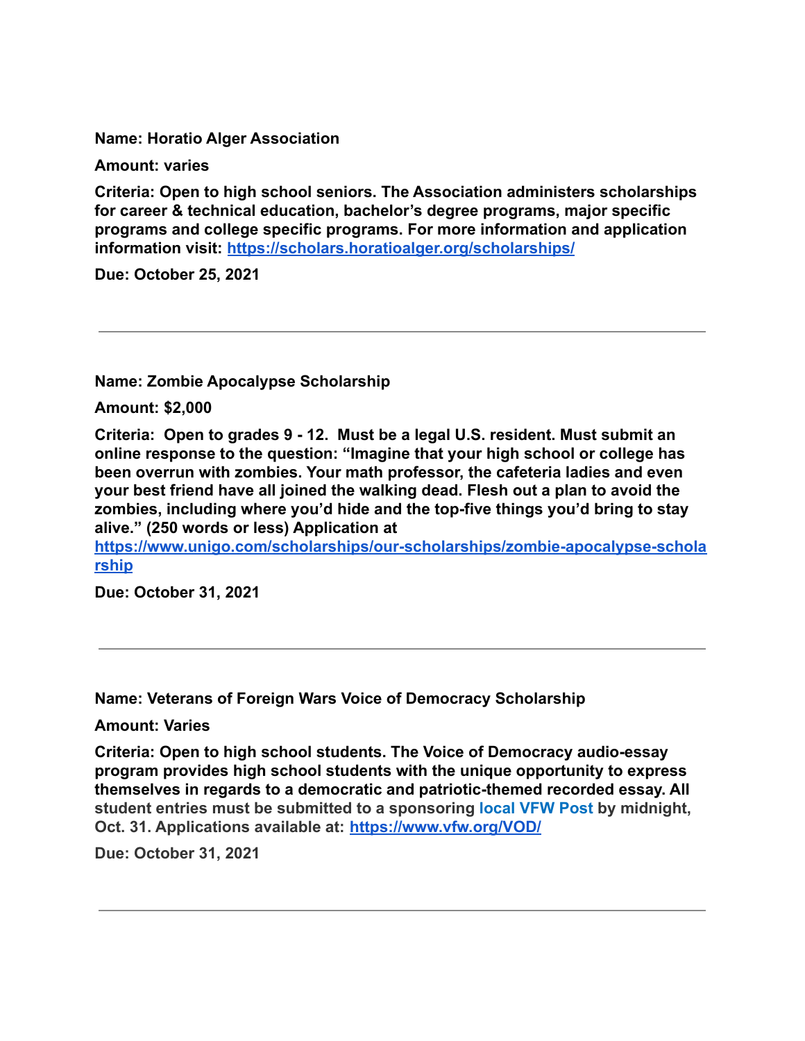**Name: Horatio Alger Association**

**Amount: varies**

**Criteria: Open to high school seniors. The Association administers scholarships for career & technical education, bachelor's degree programs, major specific programs and college specific programs. For more information and application information visit: https://scholars.horatioalger.org/scholarships/**

**Due: October 25, 2021**

---

**Name: Zombie Apocalypse Scholarship**

**Amount: $2,000**

**Criteria: Open to grades 9 - 12. Must be a legal U.S. resident. Must submit an online response to the question: "Imagine that your high school or college has been overrun with zombies. Your math professor, the cafeteria ladies and even your best friend have all joined the walking dead. Flesh out a plan to avoid the zombies, including where you'd hide and the top-five things you'd bring to stay alive." (250 words or less) Application at https://www.unigo.com/scholarships/our-scholarships/zombie-apocalypse-scholarship**

**Due: October 31, 2021**

---

**Name: Veterans of Foreign Wars Voice of Democracy Scholarship**

**Amount: Varies**

**Criteria: Open to high school students. The Voice of Democracy audio-essay program provides high school students with the unique opportunity to express themselves in regards to a democratic and patriotic-themed recorded essay. All student entries must be submitted to a sponsoring local VFW Post by midnight, Oct. 31. Applications available at: https://www.vfw.org/VOD/**

**Due: October 31, 2021**

---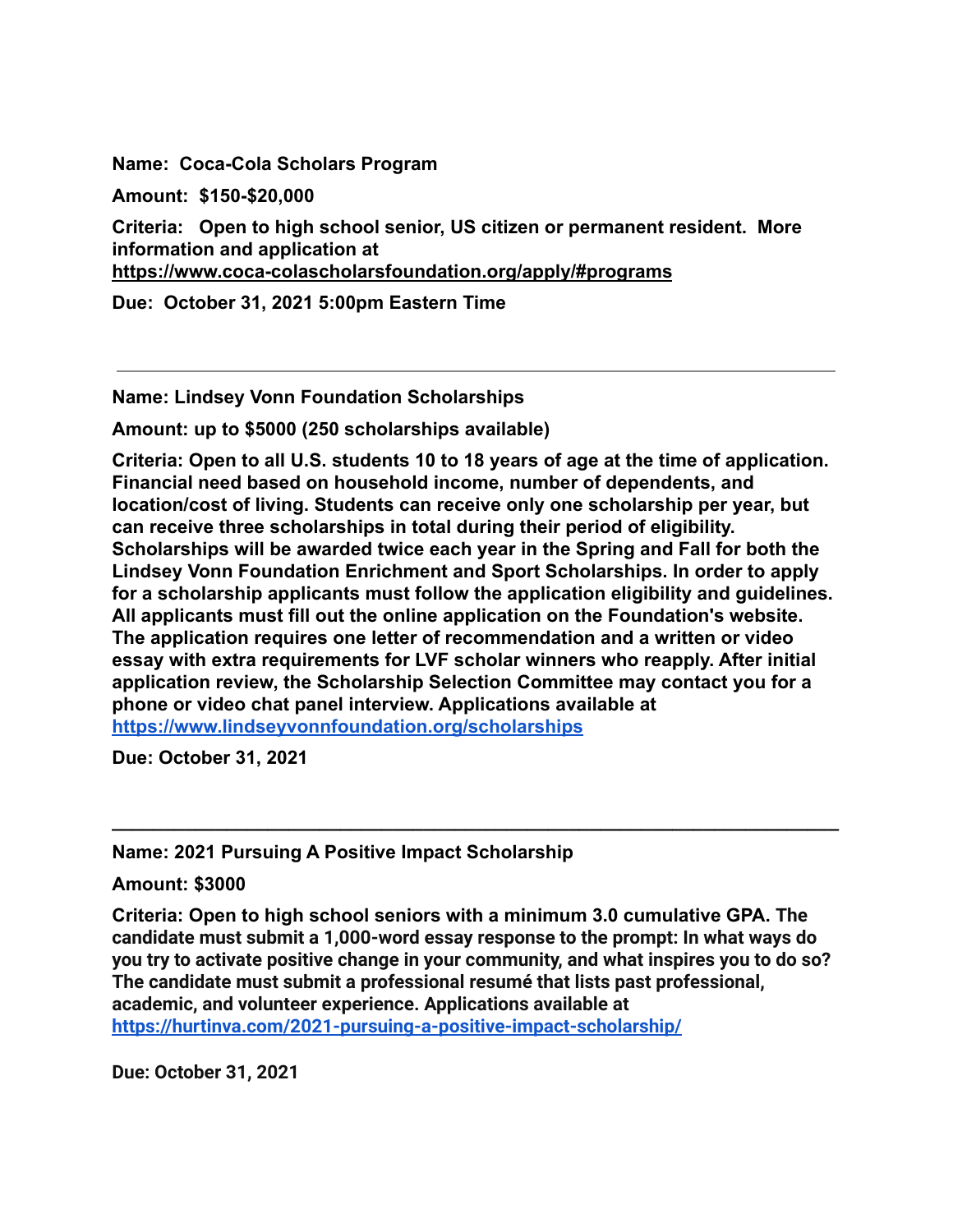**Name: Coca-Cola Scholars Program**

**Amount: $150-$20,000**

**Criteria: Open to high school senior, US citizen or permanent resident. More information and application at https://www.coca-colascholarsfoundation.org/apply/#programs**

**Due: October 31, 2021 5:00pm Eastern Time**

---

**Name: Lindsey Vonn Foundation Scholarships**

**Amount: up to $5000 (250 scholarships available)**

**Criteria: Open to all U.S. students 10 to 18 years of age at the time of application. Financial need based on household income, number of dependents, and location/cost of living. Students can receive only one scholarship per year, but can receive three scholarships in total during their period of eligibility. Scholarships will be awarded twice each year in the Spring and Fall for both the Lindsey Vonn Foundation Enrichment and Sport Scholarships. In order to apply for a scholarship applicants must follow the application eligibility and guidelines. All applicants must fill out the online application on the Foundation's website. The application requires one letter of recommendation and a written or video essay with extra requirements for LVF scholar winners who reapply. After initial application review, the Scholarship Selection Committee may contact you for a phone or video chat panel interview. Applications available at https://www.lindseyvonnfoundation.org/scholarships**

**Due: October 31, 2021**

---

**Name: 2021 Pursuing A Positive Impact Scholarship**

**Amount: $3000**

**Criteria: Open to high school seniors with a minimum 3.0 cumulative GPA. The candidate must submit a 1,000-word essay response to the prompt: In what ways do you try to activate positive change in your community, and what inspires you to do so? The candidate must submit a professional resumé that lists past professional, academic, and volunteer experience. Applications available at https://hurtinva.com/2021-pursuing-a-positive-impact-scholarship/**

**Due: October 31, 2021**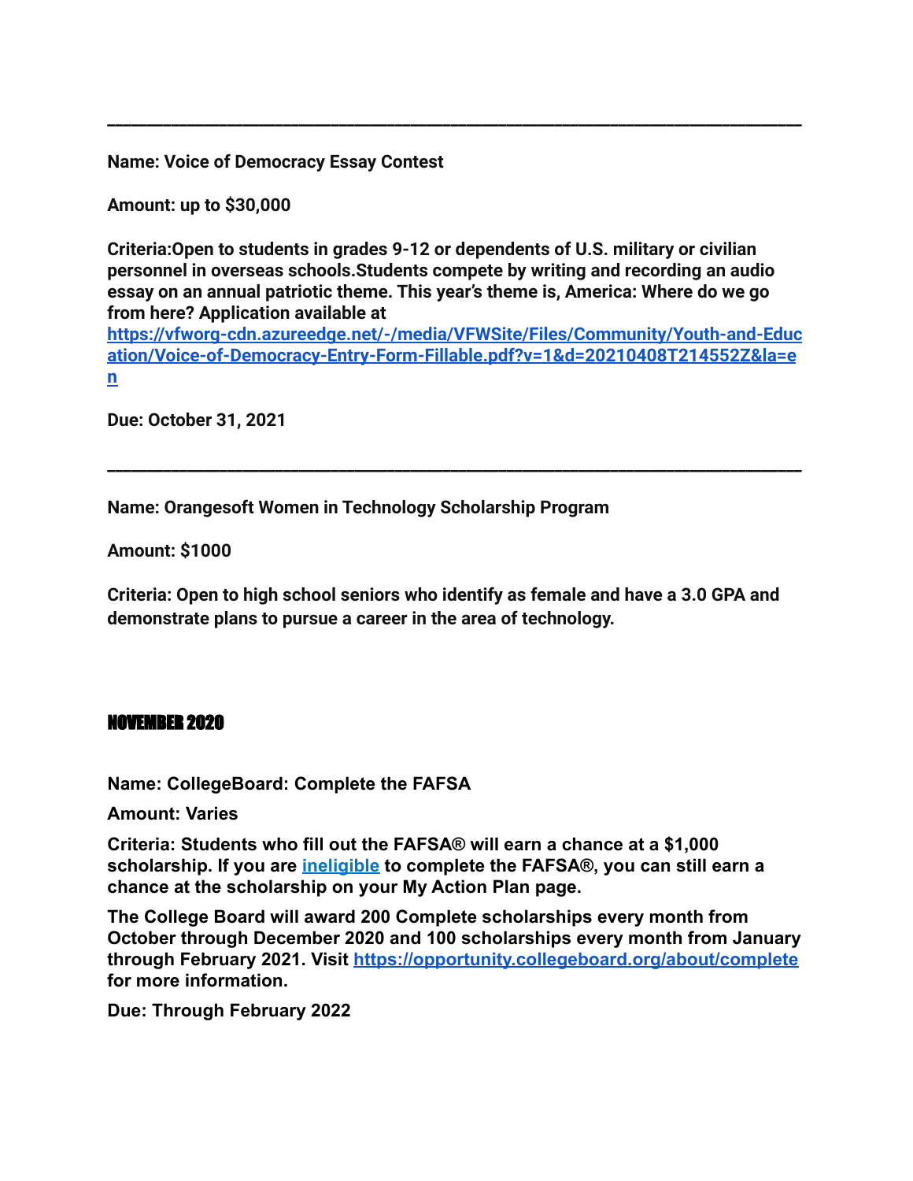---

**Name: Voice of Democracy Essay Contest**

**Amount: up to $30,000**

**Criteria:Open to students in grades 9-12 or dependents of U.S. military or civilian personnel in overseas schools.Students compete by writing and recording an audio essay on an annual patriotic theme. This year's theme is, America: Where do we go from here? Application available at [https://vfworg-cdn.azureedge.net/-/media/VFWSite/Files/Community/Youth-and-Education/Voice-of-Democracy-Entry-Form-Fillable.pdf?v=1&d=20210408T214552Z&la=en](https://vfworg-cdn.azureedge.net/-/media/VFWSite/Files/Community/Youth-and-Education/Voice-of-Democracy-Entry-Form-Fillable.pdf?v=1&d=20210408T214552Z&la=en)**

**Due: October 31, 2021**

---

**Name: Orangesoft Women in Technology Scholarship Program**

**Amount: $1000**

**Criteria: Open to high school seniors who identify as female and have a 3.0 GPA and demonstrate plans to pursue a career in the area of technology.**

## NOVEMBER 2020

**Name: CollegeBoard: Complete the FAFSA**

**Amount: Varies**

**Criteria: Students who fill out the FAFSA® will earn a chance at a $1,000 scholarship. If you are [ineligible]() to complete the FAFSA®, you can still earn a chance at the scholarship on your My Action Plan page.**

**The College Board will award 200 Complete scholarships every month from October through December 2020 and 100 scholarships every month from January through February 2021. Visit [https://opportunity.collegeboard.org/about/complete](https://opportunity.collegeboard.org/about/complete) for more information.**

**Due: Through February 2022**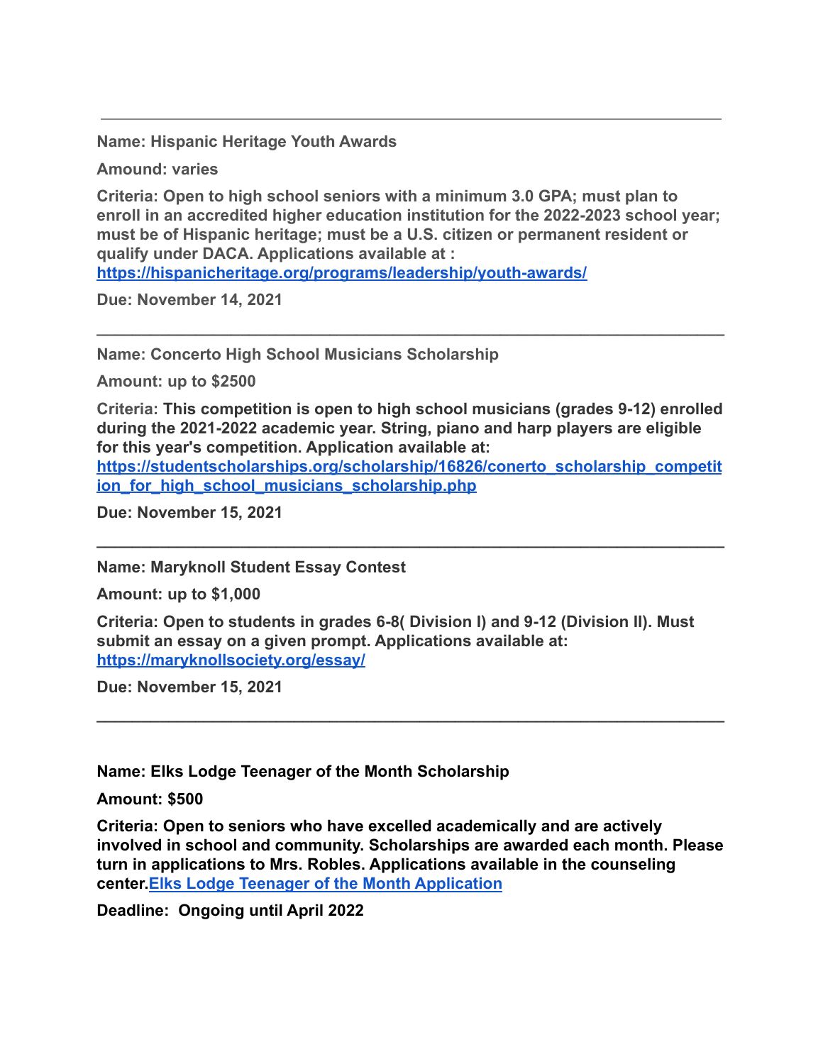---

**Name: Hispanic Heritage Youth Awards**

**Amound: varies**

**Criteria: Open to high school seniors with a minimum 3.0 GPA; must plan to enroll in an accredited higher education institution for the 2022-2023 school year; must be of Hispanic heritage; must be a U.S. citizen or permanent resident or qualify under DACA. Applications available at : [https://hispanicheritage.org/programs/leadership/youth-awards/](https://hispanicheritage.org/programs/leadership/youth-awards/)**

**Due: November 14, 2021**

---

**Name: Concerto High School Musicians Scholarship**

**Amount: up to $2500**

**Criteria: This competition is open to high school musicians (grades 9-12) enrolled during the 2021-2022 academic year. String, piano and harp players are eligible for this year's competition. Application available at: [https://studentscholarships.org/scholarship/16826/conerto_scholarship_competition_for_high_school_musicians_scholarship.php](https://studentscholarships.org/scholarship/16826/conerto_scholarship_competition_for_high_school_musicians_scholarship.php)**

**Due: November 15, 2021**

---

**Name: Maryknoll Student Essay Contest**

**Amount: up to $1,000**

**Criteria: Open to students in grades 6-8( Division I) and 9-12 (Division II). Must submit an essay on a given prompt. Applications available at: [https://maryknollsociety.org/essay/](https://maryknollsociety.org/essay/)**

**Due: November 15, 2021**

---

**Name: Elks Lodge Teenager of the Month Scholarship**

**Amount: $500**

**Criteria: Open to seniors who have excelled academically and are actively involved in school and community. Scholarships are awarded each month. Please turn in applications to Mrs. Robles. Applications available in the counseling center. [Elks Lodge Teenager of the Month Application]**

**Deadline: Ongoing until April 2022**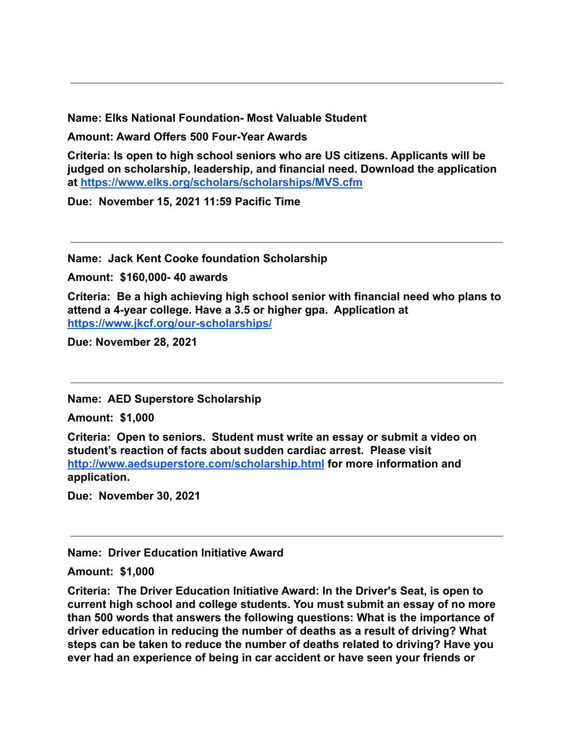---

**Name: Elks National Foundation- Most Valuable Student**

**Amount: Award Offers 500 Four-Year Awards**

**Criteria: Is open to high school seniors who are US citizens. Applicants will be judged on scholarship, leadership, and financial need. Download the application at [https://www.elks.org/scholars/scholarships/MVS.cfm](https://www.elks.org/scholars/scholarships/MVS.cfm)**

**Due: November 15, 2021 11:59 Pacific Time**

---

**Name: Jack Kent Cooke foundation Scholarship**

**Amount: $160,000- 40 awards**

**Criteria: Be a high achieving high school senior with financial need who plans to attend a 4-year college. Have a 3.5 or higher gpa. Application at [https://www.jkcf.org/our-scholarships/](https://www.jkcf.org/our-scholarships/)**

**Due: November 28, 2021**

---

**Name: AED Superstore Scholarship**

**Amount: $1,000**

**Criteria: Open to seniors. Student must write an essay or submit a video on student's reaction of facts about sudden cardiac arrest. Please visit [http://www.aedsuperstore.com/scholarship.html](http://www.aedsuperstore.com/scholarship.html) for more information and application.**

**Due: November 30, 2021**

---

**Name: Driver Education Initiative Award**

**Amount: $1,000**

**Criteria: The Driver Education Initiative Award: In the Driver's Seat, is open to current high school and college students. You must submit an essay of no more than 500 words that answers the following questions: What is the importance of driver education in reducing the number of deaths as a result of driving? What steps can be taken to reduce the number of deaths related to driving? Have you ever had an experience of being in car accident or have seen your friends or**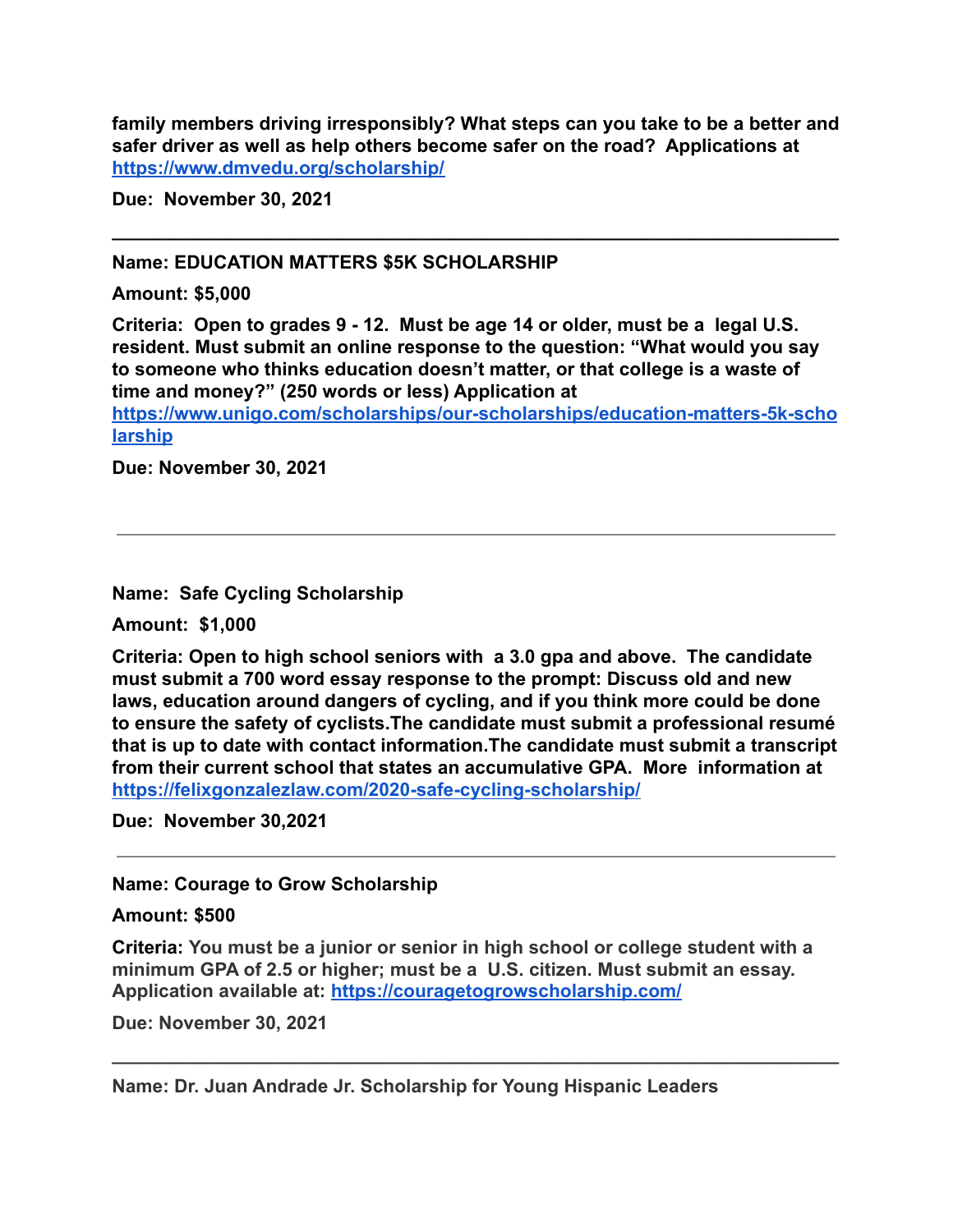**family members driving irresponsibly? What steps can you take to be a better and safer driver as well as help others become safer on the road? Applications at [https://www.dmvedu.org/scholarship/](https://www.dmvedu.org/scholarship/)**

**Due: November 30, 2021**

---

**Name: EDUCATION MATTERS $5K SCHOLARSHIP**

**Amount: $5,000**

**Criteria: Open to grades 9 - 12. Must be age 14 or older, must be a legal U.S. resident. Must submit an online response to the question: "What would you say to someone who thinks education doesn't matter, or that college is a waste of time and money?" (250 words or less) Application at [https://www.unigo.com/scholarships/our-scholarships/education-matters-5k-scholarship](https://www.unigo.com/scholarships/our-scholarships/education-matters-5k-scholarship)**

**Due: November 30, 2021**

---

**Name: Safe Cycling Scholarship**

**Amount: $1,000**

**Criteria: Open to high school seniors with a 3.0 gpa and above. The candidate must submit a 700 word essay response to the prompt: Discuss old and new laws, education around dangers of cycling, and if you think more could be done to ensure the safety of cyclists.The candidate must submit a professional resumé that is up to date with contact information.The candidate must submit a transcript from their current school that states an accumulative GPA. More information at [https://felixgonzalezlaw.com/2020-safe-cycling-scholarship/](https://felixgonzalezlaw.com/2020-safe-cycling-scholarship/)**

**Due: November 30,2021**

---

**Name: Courage to Grow Scholarship**

**Amount: $500**

**Criteria: You must be a junior or senior in high school or college student with a minimum GPA of 2.5 or higher; must be a U.S. citizen. Must submit an essay. Application available at: [https://couragetogrowscholarship.com/](https://couragetogrowscholarship.com/)**

**Due: November 30, 2021**

---

**Name: Dr. Juan Andrade Jr. Scholarship for Young Hispanic Leaders**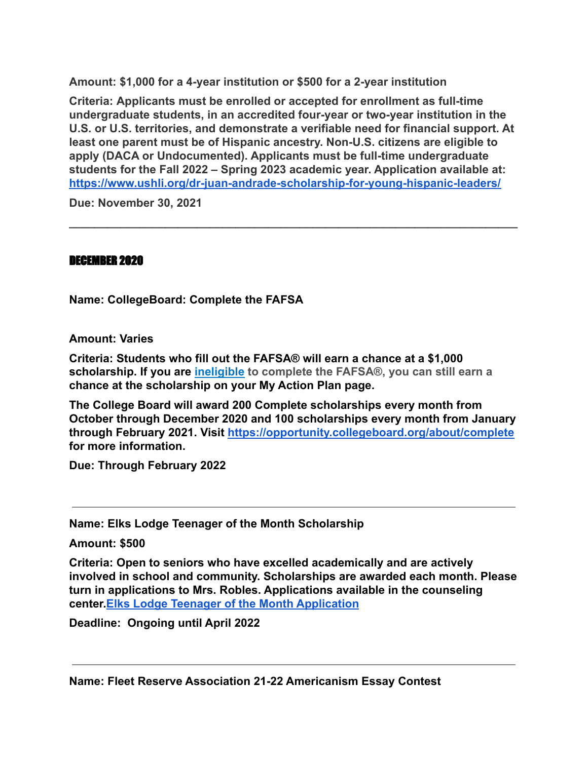**Amount: $1,000 for a 4-year institution or $500 for a 2-year institution**

**Criteria: Applicants must be enrolled or accepted for enrollment as full-time undergraduate students, in an accredited four-year or two-year institution in the U.S. or U.S. territories, and demonstrate a verifiable need for financial support. At least one parent must be of Hispanic ancestry. Non-U.S. citizens are eligible to apply (DACA or Undocumented). Applicants must be full-time undergraduate students for the Fall 2022 – Spring 2023 academic year. Application available at: [https://www.ushli.org/dr-juan-andrade-scholarship-for-young-hispanic-leaders/](https://www.ushli.org/dr-juan-andrade-scholarship-for-young-hispanic-leaders/)**

**Due: November 30, 2021**

---

## DECEMBER 2020

**Name: CollegeBoard: Complete the FAFSA**

**Amount: Varies**

**Criteria: Students who fill out the FAFSA® will earn a chance at a $1,000 scholarship. If you are ineligible to complete the FAFSA®, you can still earn a chance at the scholarship on your My Action Plan page.**

**The College Board will award 200 Complete scholarships every month from October through December 2020 and 100 scholarships every month from January through February 2021. Visit [https://opportunity.collegeboard.org/about/complete](https://opportunity.collegeboard.org/about/complete) for more information.**

**Due: Through February 2022**

---

**Name: Elks Lodge Teenager of the Month Scholarship**

**Amount: $500**

**Criteria: Open to seniors who have excelled academically and are actively involved in school and community. Scholarships are awarded each month. Please turn in applications to Mrs. Robles. Applications available in the counseling center. Elks Lodge Teenager of the Month Application**

**Deadline: Ongoing until April 2022**

---

**Name: Fleet Reserve Association 21-22 Americanism Essay Contest**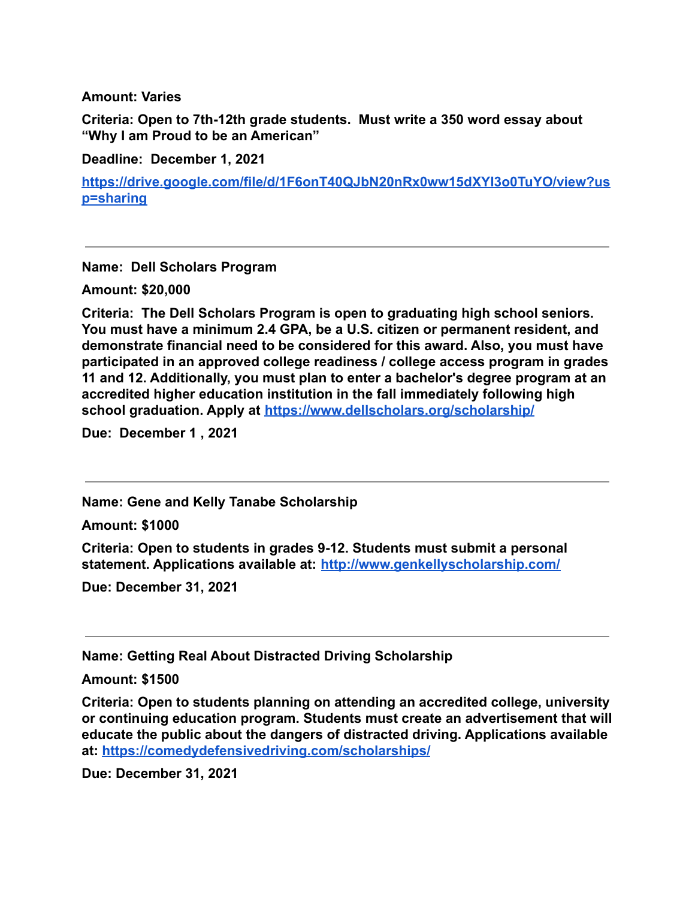**Amount: Varies**

**Criteria: Open to 7th-12th grade students. Must write a 350 word essay about "Why I am Proud to be an American"**

**Deadline: December 1, 2021**

**https://drive.google.com/file/d/1F6onT40QJbN20nRx0ww15dXYl3o0TuYO/view?usp=sharing**

---

**Name: Dell Scholars Program**

**Amount: $20,000**

**Criteria: The Dell Scholars Program is open to graduating high school seniors. You must have a minimum 2.4 GPA, be a U.S. citizen or permanent resident, and demonstrate financial need to be considered for this award. Also, you must have participated in an approved college readiness / college access program in grades 11 and 12. Additionally, you must plan to enter a bachelor's degree program at an accredited higher education institution in the fall immediately following high school graduation. Apply at https://www.dellscholars.org/scholarship/**

**Due: December 1 , 2021**

---

**Name: Gene and Kelly Tanabe Scholarship**

**Amount: $1000**

**Criteria: Open to students in grades 9-12. Students must submit a personal statement. Applications available at: http://www.genkellyscholarship.com/**

**Due: December 31, 2021**

---

**Name: Getting Real About Distracted Driving Scholarship**

**Amount: $1500**

**Criteria: Open to students planning on attending an accredited college, university or continuing education program. Students must create an advertisement that will educate the public about the dangers of distracted driving. Applications available at: https://comedydefensivedriving.com/scholarships/**

**Due: December 31, 2021**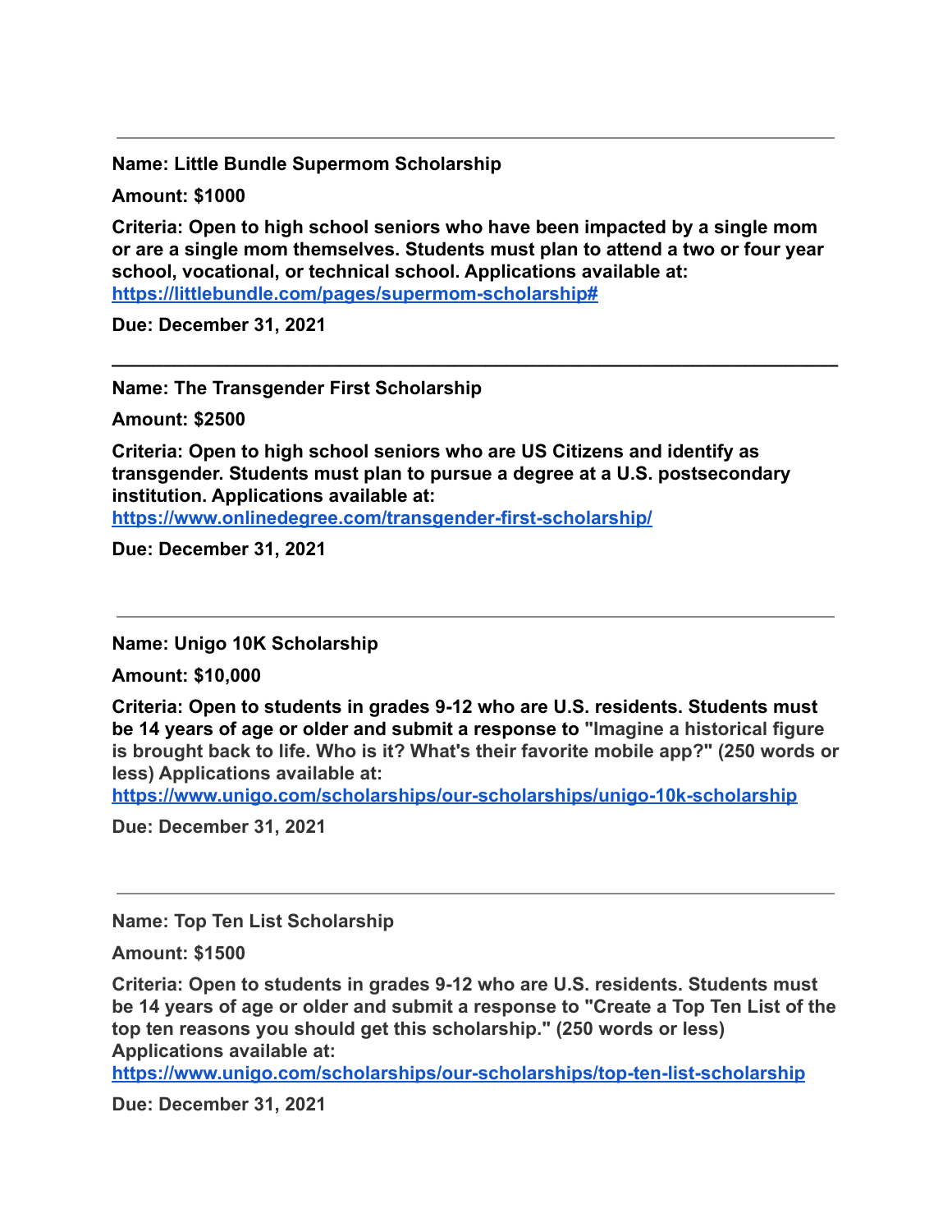---

**Name: Little Bundle Supermom Scholarship**

**Amount: $1000**

**Criteria: Open to high school seniors who have been impacted by a single mom or are a single mom themselves. Students must plan to attend a two or four year school, vocational, or technical school. Applications available at: https://littlebundle.com/pages/supermom-scholarship#**

**Due: December 31, 2021**

---

**Name: The Transgender First Scholarship**

**Amount: $2500**

**Criteria: Open to high school seniors who are US Citizens and identify as transgender. Students must plan to pursue a degree at a U.S. postsecondary institution. Applications available at: https://www.onlinedegree.com/transgender-first-scholarship/**

**Due: December 31, 2021**

---

**Name: Unigo 10K Scholarship**

**Amount: $10,000**

**Criteria: Open to students in grades 9-12 who are U.S. residents. Students must be 14 years of age or older and submit a response to "Imagine a historical figure is brought back to life. Who is it? What's their favorite mobile app?" (250 words or less) Applications available at: https://www.unigo.com/scholarships/our-scholarships/unigo-10k-scholarship**

**Due: December 31, 2021**

---

**Name: Top Ten List Scholarship**

**Amount: $1500**

**Criteria: Open to students in grades 9-12 who are U.S. residents. Students must be 14 years of age or older and submit a response to "Create a Top Ten List of the top ten reasons you should get this scholarship." (250 words or less) Applications available at: https://www.unigo.com/scholarships/our-scholarships/top-ten-list-scholarship**

**Due: December 31, 2021**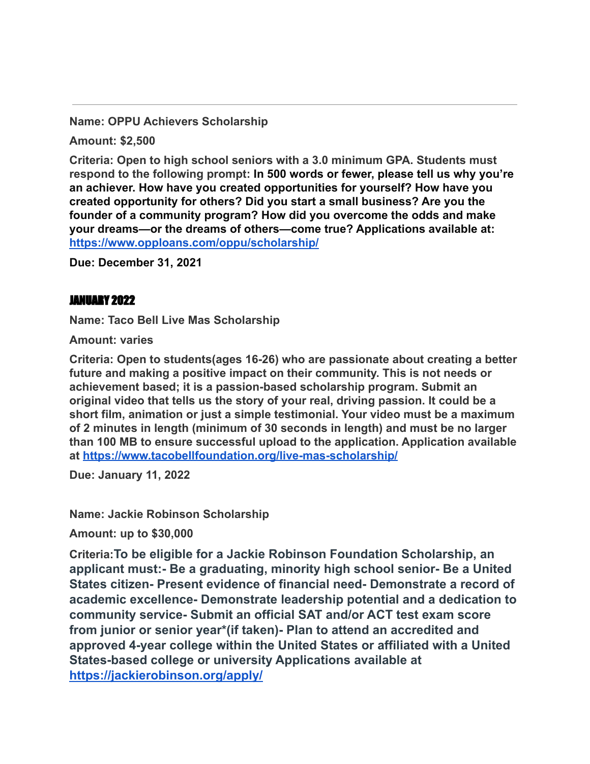---

**Name: OPPU Achievers Scholarship**

**Amount: $2,500**

**Criteria: Open to high school seniors with a 3.0 minimum GPA. Students must respond to the following prompt: In 500 words or fewer, please tell us why you're an achiever. How have you created opportunities for yourself? How have you created opportunity for others? Did you start a small business? Are you the founder of a community program? How did you overcome the odds and make your dreams—or the dreams of others—come true? Applications available at: [https://www.opploans.com/oppu/scholarship/](https://www.opploans.com/oppu/scholarship/)**

**Due: December 31, 2021**

## JANUARY 2022

**Name: Taco Bell Live Mas Scholarship**

**Amount: varies**

**Criteria: Open to students(ages 16-26) who are passionate about creating a better future and making a positive impact on their community. This is not needs or achievement based; it is a passion-based scholarship program. Submit an original video that tells us the story of your real, driving passion. It could be a short film, animation or just a simple testimonial. Your video must be a maximum of 2 minutes in length (minimum of 30 seconds in length) and must be no larger than 100 MB to ensure successful upload to the application. Application available at [https://www.tacobellfoundation.org/live-mas-scholarship/](https://www.tacobellfoundation.org/live-mas-scholarship/)**

**Due: January 11, 2022**

**Name: Jackie Robinson Scholarship**

**Amount: up to $30,000**

**Criteria:To be eligible for a Jackie Robinson Foundation Scholarship, an applicant must:- Be a graduating, minority high school senior- Be a United States citizen- Present evidence of financial need- Demonstrate a record of academic excellence- Demonstrate leadership potential and a dedication to community service- Submit an official SAT and/or ACT test exam score from junior or senior year*(if taken)- Plan to attend an accredited and approved 4-year college within the United States or affiliated with a United States-based college or university Applications available at [https://jackierobinson.org/apply/](https://jackierobinson.org/apply/)**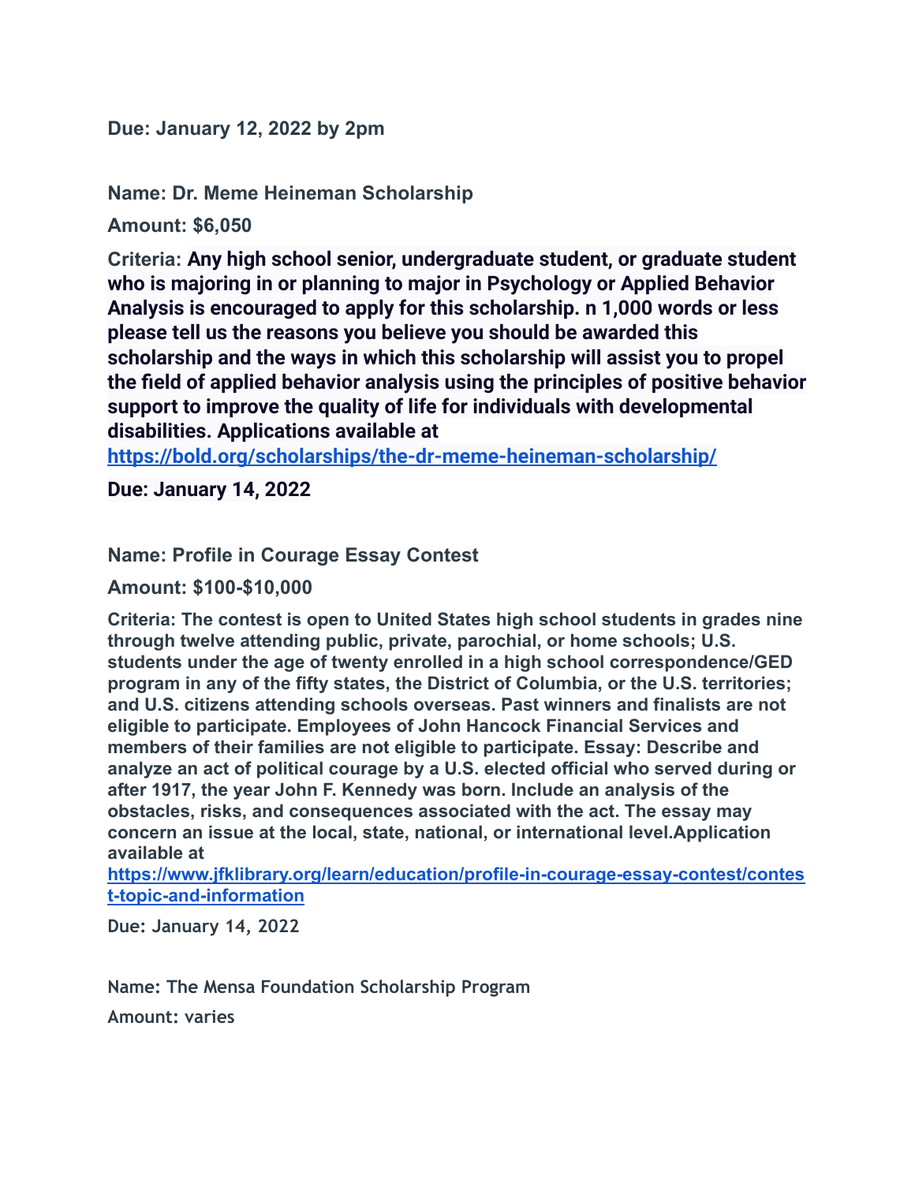**Due: January 12, 2022 by 2pm**

**Name: Dr. Meme Heineman Scholarship**

**Amount: $6,050**

**Criteria: Any high school senior, undergraduate student, or graduate student who is majoring in or planning to major in Psychology or Applied Behavior Analysis is encouraged to apply for this scholarship. n 1,000 words or less please tell us the reasons you believe you should be awarded this scholarship and the ways in which this scholarship will assist you to propel the field of applied behavior analysis using the principles of positive behavior support to improve the quality of life for individuals with developmental disabilities. Applications available at [https://bold.org/scholarships/the-dr-meme-heineman-scholarship/](https://bold.org/scholarships/the-dr-meme-heineman-scholarship/)**

**Due: January 14, 2022**

**Name: Profile in Courage Essay Contest**

**Amount: $100-$10,000**

**Criteria: The contest is open to United States high school students in grades nine through twelve attending public, private, parochial, or home schools; U.S. students under the age of twenty enrolled in a high school correspondence/GED program in any of the fifty states, the District of Columbia, or the U.S. territories; and U.S. citizens attending schools overseas. Past winners and finalists are not eligible to participate. Employees of John Hancock Financial Services and members of their families are not eligible to participate. Essay: Describe and analyze an act of political courage by a U.S. elected official who served during or after 1917, the year John F. Kennedy was born. Include an analysis of the obstacles, risks, and consequences associated with the act. The essay may concern an issue at the local, state, national, or international level.Application available at [https://www.jfklibrary.org/learn/education/profile-in-courage-essay-contest/contest-topic-and-information](https://www.jfklibrary.org/learn/education/profile-in-courage-essay-contest/contest-topic-and-information)**

**Due: January 14, 2022**

**Name: The Mensa Foundation Scholarship Program**

**Amount: varies**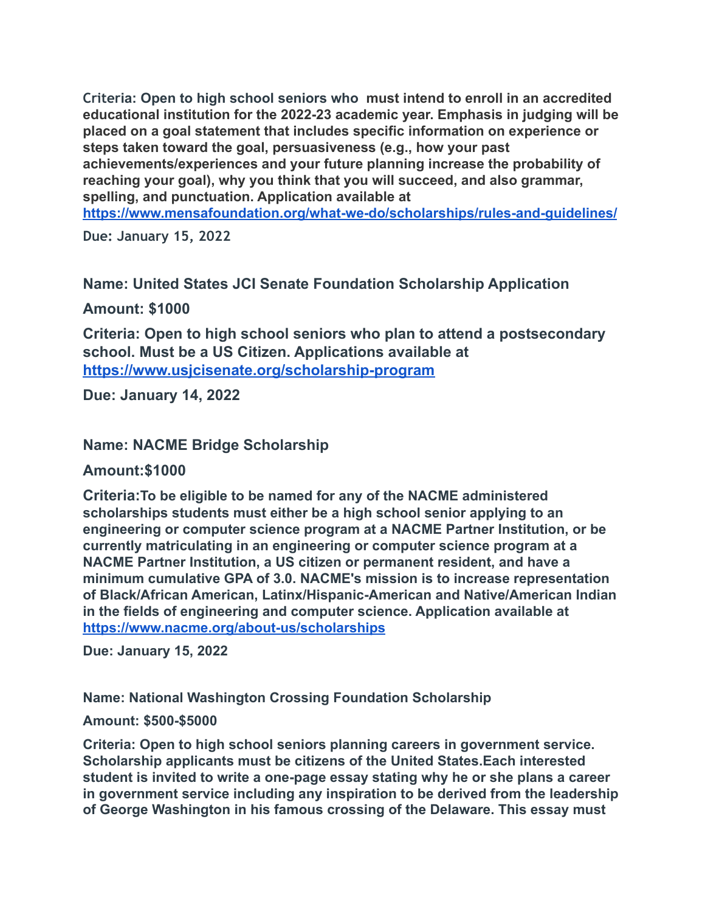**Criteria: Open to high school seniors who  must intend to enroll in an accredited educational institution for the 2022-23 academic year. Emphasis in judging will be placed on a goal statement that includes specific information on experience or steps taken toward the goal, persuasiveness (e.g., how your past achievements/experiences and your future planning increase the probability of reaching your goal), why you think that you will succeed, and also grammar, spelling, and punctuation. Application available at https://www.mensafoundation.org/what-we-do/scholarships/rules-and-guidelines/**

**Due: January 15, 2022**

**Name: United States JCI Senate Foundation Scholarship Application**

**Amount: $1000**

**Criteria: Open to high school seniors who plan to attend a postsecondary school. Must be a US Citizen. Applications available at https://www.usjcisenate.org/scholarship-program**

**Due: January 14, 2022**

**Name: NACME Bridge Scholarship**

**Amount:$1000**

**Criteria:To be eligible to be named for any of the NACME administered scholarships students must either be a high school senior applying to an engineering or computer science program at a NACME Partner Institution, or be currently matriculating in an engineering or computer science program at a NACME Partner Institution, a US citizen or permanent resident, and have a minimum cumulative GPA of 3.0. NACME's mission is to increase representation of Black/African American, Latinx/Hispanic-American and Native/American Indian in the fields of engineering and computer science. Application available at https://www.nacme.org/about-us/scholarships**

**Due: January 15, 2022**

**Name: National Washington Crossing Foundation Scholarship**

**Amount: $500-$5000**

**Criteria: Open to high school seniors planning careers in government service. Scholarship applicants must be citizens of the United States.Each interested student is invited to write a one-page essay stating why he or she plans a career in government service including any inspiration to be derived from the leadership of George Washington in his famous crossing of the Delaware. This essay must**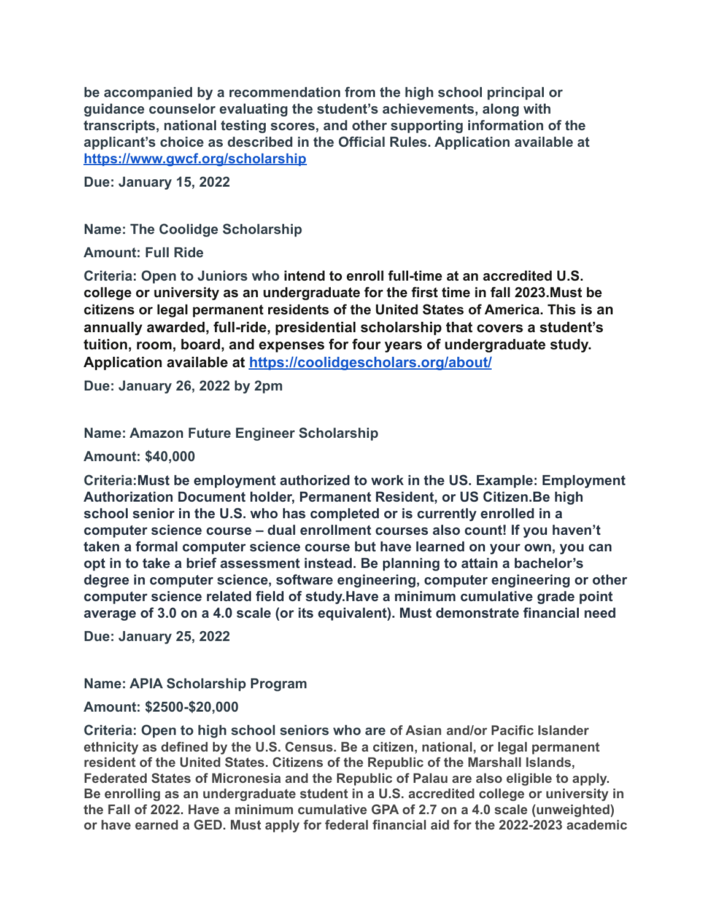**be accompanied by a recommendation from the high school principal or guidance counselor evaluating the student's achievements, along with transcripts, national testing scores, and other supporting information of the applicant's choice as described in the Official Rules. Application available at [https://www.gwcf.org/scholarship](https://www.gwcf.org/scholarship)**

**Due: January 15, 2022**

**Name: The Coolidge Scholarship**

**Amount: Full Ride**

**Criteria: Open to Juniors who intend to enroll full-time at an accredited U.S. college or university as an undergraduate for the first time in fall 2023.Must be citizens or legal permanent residents of the United States of America. This is an annually awarded, full-ride, presidential scholarship that covers a student's tuition, room, board, and expenses for four years of undergraduate study. Application available at [https://coolidgescholars.org/about/](https://coolidgescholars.org/about/)**

**Due: January 26, 2022 by 2pm**

**Name: Amazon Future Engineer Scholarship**

**Amount: $40,000**

**Criteria:Must be employment authorized to work in the US. Example: Employment Authorization Document holder, Permanent Resident, or US Citizen.Be high school senior in the U.S. who has completed or is currently enrolled in a computer science course – dual enrollment courses also count! If you haven't taken a formal computer science course but have learned on your own, you can opt in to take a brief assessment instead. Be planning to attain a bachelor's degree in computer science, software engineering, computer engineering or other computer science related field of study.Have a minimum cumulative grade point average of 3.0 on a 4.0 scale (or its equivalent). Must demonstrate financial need**

**Due: January 25, 2022**

**Name: APIA Scholarship Program**

**Amount: $2500-$20,000**

**Criteria: Open to high school seniors who are of Asian and/or Pacific Islander ethnicity as defined by the U.S. Census. Be a citizen, national, or legal permanent resident of the United States. Citizens of the Republic of the Marshall Islands, Federated States of Micronesia and the Republic of Palau are also eligible to apply. Be enrolling as an undergraduate student in a U.S. accredited college or university in the Fall of 2022. Have a minimum cumulative GPA of 2.7 on a 4.0 scale (unweighted) or have earned a GED. Must apply for federal financial aid for the 2022-2023 academic**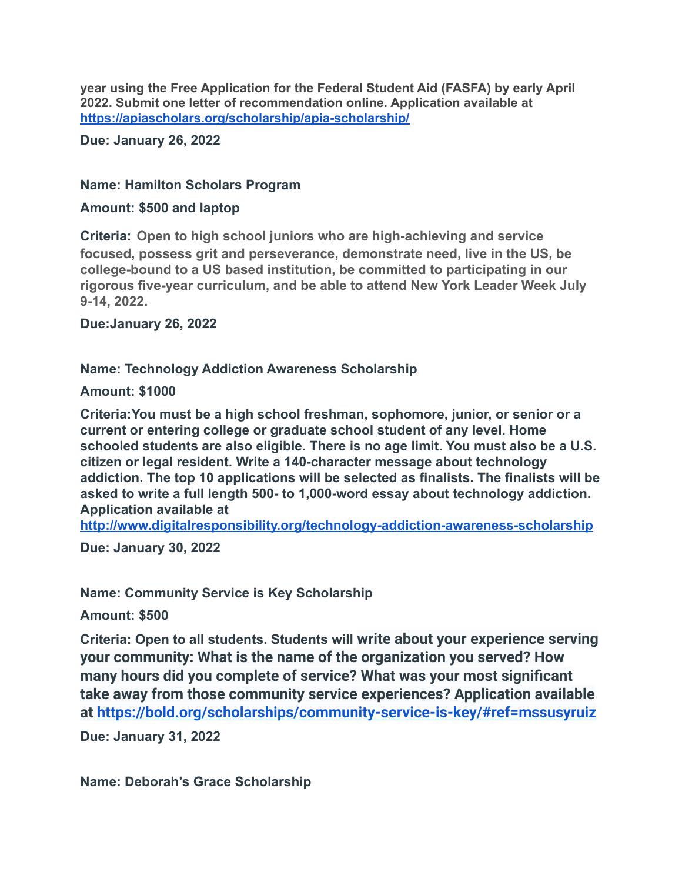**year using the Free Application for the Federal Student Aid (FASFA) by early April 2022. Submit one letter of recommendation online. Application available at [https://apiascholars.org/scholarship/apia-scholarship/](https://apiascholars.org/scholarship/apia-scholarship/)**

**Due: January 26, 2022**

**Name: Hamilton Scholars Program**

**Amount: $500 and laptop**

**Criteria:** **Open to high school juniors who are high-achieving and service focused, possess grit and perseverance, demonstrate need, live in the US, be college-bound to a US based institution, be committed to participating in our rigorous five-year curriculum, and be able to attend New York Leader Week July 9-14, 2022.**

**Due:January 26, 2022**

**Name: Technology Addiction Awareness Scholarship**

**Amount: $1000**

**Criteria:You must be a high school freshman, sophomore, junior, or senior or a current or entering college or graduate school student of any level. Home schooled students are also eligible. There is no age limit. You must also be a U.S. citizen or legal resident. Write a 140-character message about technology addiction. The top 10 applications will be selected as finalists. The finalists will be asked to write a full length 500- to 1,000-word essay about technology addiction. Application available at [http://www.digitalresponsibility.org/technology-addiction-awareness-scholarship](http://www.digitalresponsibility.org/technology-addiction-awareness-scholarship)**

**Due: January 30, 2022**

**Name: Community Service is Key Scholarship**

**Amount: $500**

**Criteria: Open to all students. Students will write about your experience serving your community: What is the name of the organization you served? How many hours did you complete of service? What was your most significant take away from those community service experiences? Application available at [https://bold.org/scholarships/community-service-is-key/#ref=mssusyruiz](https://bold.org/scholarships/community-service-is-key/#ref=mssusyruiz)**

**Due: January 31, 2022**

**Name: Deborah's Grace Scholarship**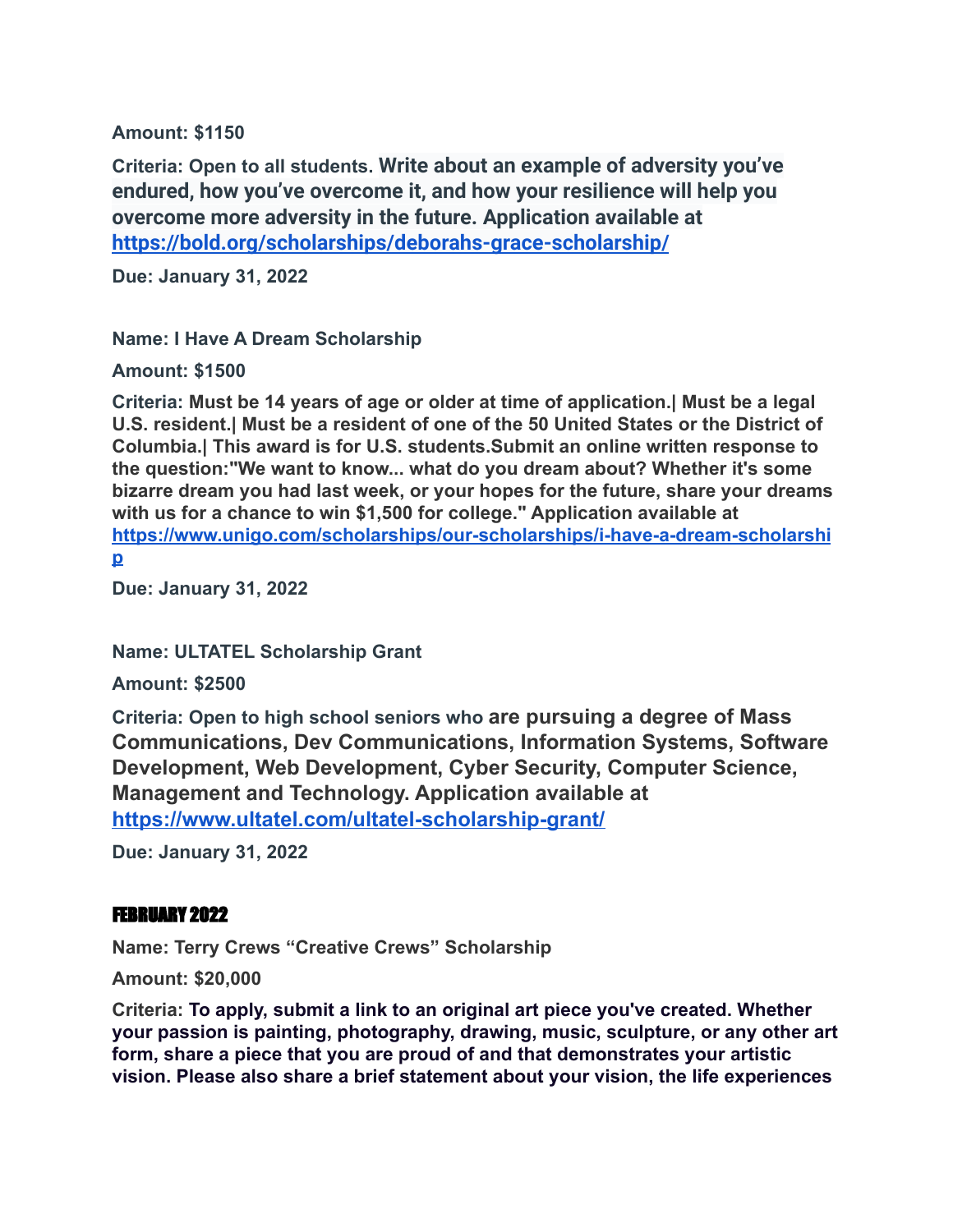**Amount: $1150**

**Criteria: Open to all students. Write about an example of adversity you've endured, how you've overcome it, and how your resilience will help you overcome more adversity in the future. Application available at [https://bold.org/scholarships/deborahs-grace-scholarship/](https://bold.org/scholarships/deborahs-grace-scholarship/)**

**Due: January 31, 2022**

**Name: I Have A Dream Scholarship**

**Amount: $1500**

**Criteria: Must be 14 years of age or older at time of application.| Must be a legal U.S. resident.| Must be a resident of one of the 50 United States or the District of Columbia.| This award is for U.S. students.Submit an online written response to the question:"We want to know... what do you dream about? Whether it's some bizarre dream you had last week, or your hopes for the future, share your dreams with us for a chance to win $1,500 for college." Application available at [https://www.unigo.com/scholarships/our-scholarships/i-have-a-dream-scholarship](https://www.unigo.com/scholarships/our-scholarships/i-have-a-dream-scholarship)**

**Due: January 31, 2022**

**Name: ULTATEL Scholarship Grant**

**Amount: $2500**

**Criteria: Open to high school seniors who are pursuing a degree of Mass Communications, Dev Communications, Information Systems, Software Development, Web Development, Cyber Security, Computer Science, Management and Technology. Application available at [https://www.ultatel.com/ultatel-scholarship-grant/](https://www.ultatel.com/ultatel-scholarship-grant/)**

**Due: January 31, 2022**

## FEBRUARY 2022

**Name: Terry Crews "Creative Crews" Scholarship**

**Amount: $20,000**

**Criteria: To apply, submit a link to an original art piece you've created. Whether your passion is painting, photography, drawing, music, sculpture, or any other art form, share a piece that you are proud of and that demonstrates your artistic vision. Please also share a brief statement about your vision, the life experiences**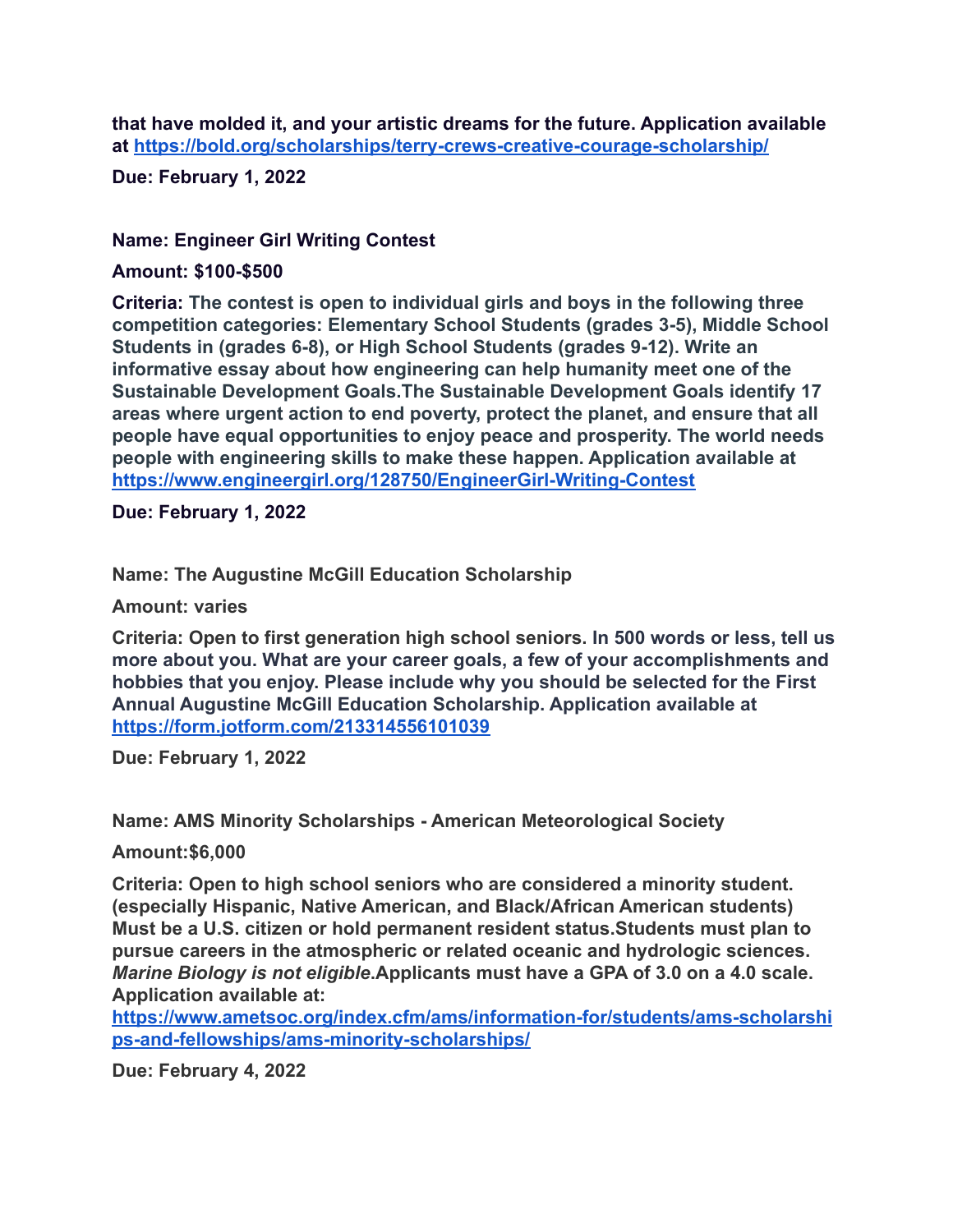**that have molded it, and your artistic dreams for the future. Application available at [https://bold.org/scholarships/terry-crews-creative-courage-scholarship/](https://bold.org/scholarships/terry-crews-creative-courage-scholarship/)**

**Due: February 1, 2022**

**Name: Engineer Girl Writing Contest**

**Amount: $100-$500**

**Criteria: The contest is open to individual girls and boys in the following three competition categories: Elementary School Students (grades 3-5), Middle School Students in (grades 6-8), or High School Students (grades 9-12). Write an informative essay about how engineering can help humanity meet one of the Sustainable Development Goals.The Sustainable Development Goals identify 17 areas where urgent action to end poverty, protect the planet, and ensure that all people have equal opportunities to enjoy peace and prosperity. The world needs people with engineering skills to make these happen. Application available at [https://www.engineergirl.org/128750/EngineerGirl-Writing-Contest](https://www.engineergirl.org/128750/EngineerGirl-Writing-Contest)**

**Due: February 1, 2022**

**Name: The Augustine McGill Education Scholarship**

**Amount: varies**

**Criteria: Open to first generation high school seniors. In 500 words or less, tell us more about you. What are your career goals, a few of your accomplishments and hobbies that you enjoy. Please include why you should be selected for the First Annual Augustine McGill Education Scholarship. Application available at [https://form.jotform.com/213314556101039](https://form.jotform.com/213314556101039)**

**Due: February 1, 2022**

**Name: AMS Minority Scholarships - American Meteorological Society**

**Amount:$6,000**

**Criteria: Open to high school seniors who are considered a minority student. (especially Hispanic, Native American, and Black/African American students) Must be a U.S. citizen or hold permanent resident status.Students must plan to pursue careers in the atmospheric or related oceanic and hydrologic sciences. *Marine Biology is not eligible*.Applicants must have a GPA of 3.0 on a 4.0 scale. Application available at: [https://www.ametsoc.org/index.cfm/ams/information-for/students/ams-scholarships-and-fellowships/ams-minority-scholarships/](https://www.ametsoc.org/index.cfm/ams/information-for/students/ams-scholarships-and-fellowships/ams-minority-scholarships/)**

**Due: February 4, 2022**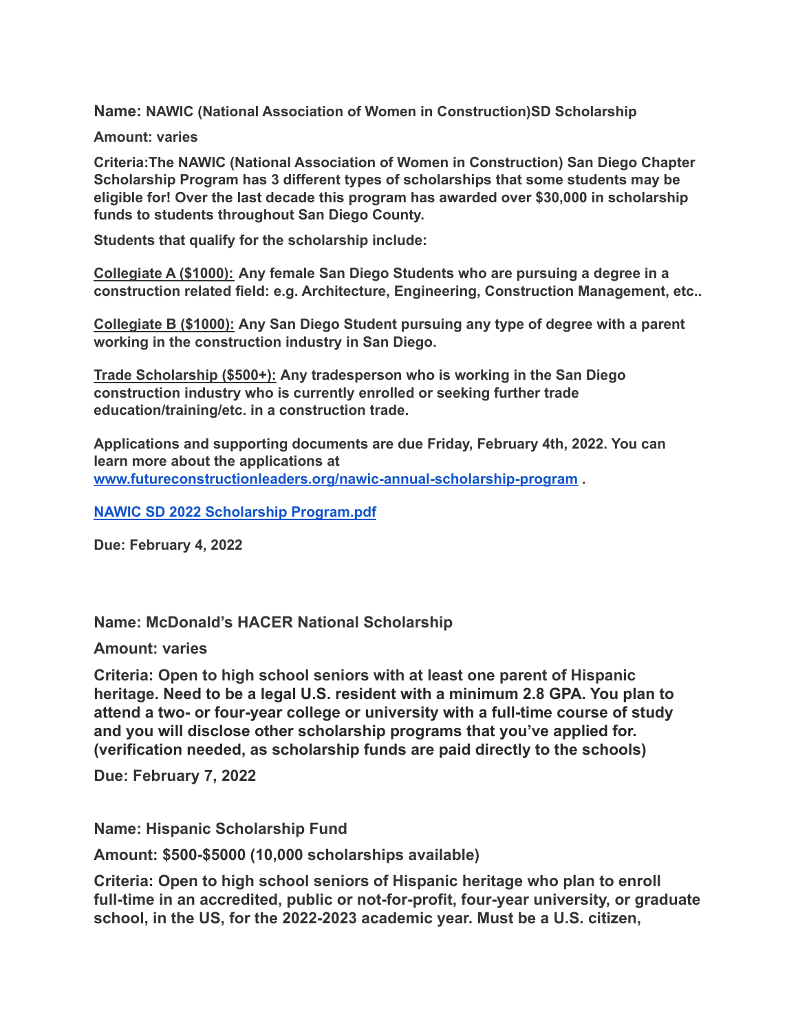**Name: NAWIC (National Association of Women in Construction)SD Scholarship**

**Amount: varies**

**Criteria:The NAWIC (National Association of Women in Construction) San Diego Chapter Scholarship Program has 3 different types of scholarships that some students may be eligible for! Over the last decade this program has awarded over $30,000 in scholarship funds to students throughout San Diego County.**

**Students that qualify for the scholarship include:**

**Collegiate A ($1000):** **Any female San Diego Students who are pursuing a degree in a construction related field: e.g. Architecture, Engineering, Construction Management, etc..**

**Collegiate B ($1000):** **Any San Diego Student pursuing any type of degree with a parent working in the construction industry in San Diego.**

**Trade Scholarship ($500+):** **Any tradesperson who is working in the San Diego construction industry who is currently enrolled or seeking further trade education/training/etc. in a construction trade.**

**Applications and supporting documents are due Friday, February 4th, 2022. You can learn more about the applications at [www.futureconstructionleaders.org/nawic-annual-scholarship-program](www.futureconstructionleaders.org/nawic-annual-scholarship-program) .**

**[NAWIC SD 2022 Scholarship Program.pdf]()**

**Due: February 4, 2022**

**Name: McDonald's HACER National Scholarship**

**Amount: varies**

**Criteria: Open to high school seniors with at least one parent of Hispanic heritage. Need to be a legal U.S. resident with a minimum 2.8 GPA. You plan to attend a two- or four-year college or university with a full-time course of study and you will disclose other scholarship programs that you've applied for. (verification needed, as scholarship funds are paid directly to the schools)**

**Due: February 7, 2022**

**Name: Hispanic Scholarship Fund**

**Amount: $500-$5000 (10,000 scholarships available)**

**Criteria: Open to high school seniors of Hispanic heritage who plan to enroll full-time in an accredited, public or not-for-profit, four-year university, or graduate school, in the US, for the 2022-2023 academic year. Must be a U.S. citizen,**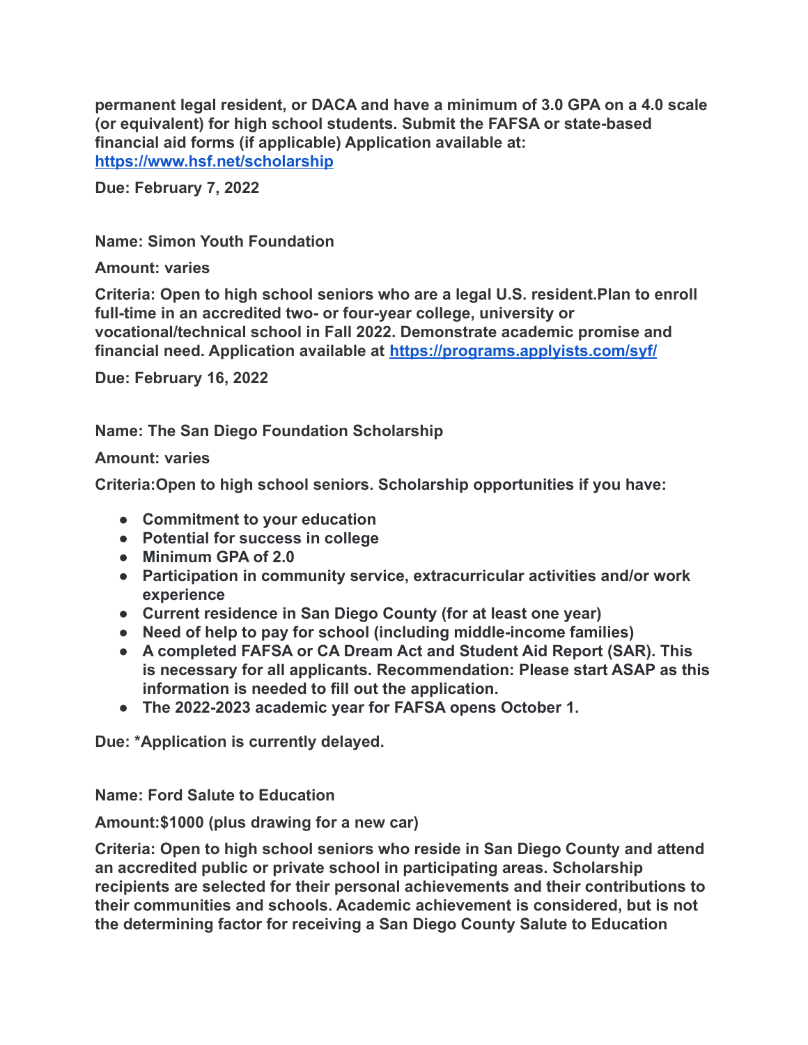**permanent legal resident, or DACA and have a minimum of 3.0 GPA on a 4.0 scale (or equivalent) for high school students. Submit the FAFSA or state-based financial aid forms (if applicable) Application available at: [https://www.hsf.net/scholarship](https://www.hsf.net/scholarship)**

**Due: February 7, 2022**

**Name: Simon Youth Foundation**

**Amount: varies**

**Criteria: Open to high school seniors who are a legal U.S. resident.Plan to enroll full-time in an accredited two- or four-year college, university or vocational/technical school in Fall 2022. Demonstrate academic promise and financial need. Application available at [https://programs.applyists.com/syf/](https://programs.applyists.com/syf/)**

**Due: February 16, 2022**

**Name: The San Diego Foundation Scholarship**

**Amount: varies**

**Criteria:Open to high school seniors. Scholarship opportunities if you have:**

- **Commitment to your education**
- **Potential for success in college**
- **Minimum GPA of 2.0**
- **Participation in community service, extracurricular activities and/or work experience**
- **Current residence in San Diego County (for at least one year)**
- **Need of help to pay for school (including middle-income families)**
- **A completed FAFSA or CA Dream Act and Student Aid Report (SAR). This is necessary for all applicants. Recommendation: Please start ASAP as this information is needed to fill out the application.**
- **The 2022-2023 academic year for FAFSA opens October 1.**

**Due: *Application is currently delayed.**

**Name: Ford Salute to Education**

**Amount:$1000 (plus drawing for a new car)**

**Criteria: Open to high school seniors who reside in San Diego County and attend an accredited public or private school in participating areas. Scholarship recipients are selected for their personal achievements and their contributions to their communities and schools. Academic achievement is considered, but is not the determining factor for receiving a San Diego County Salute to Education**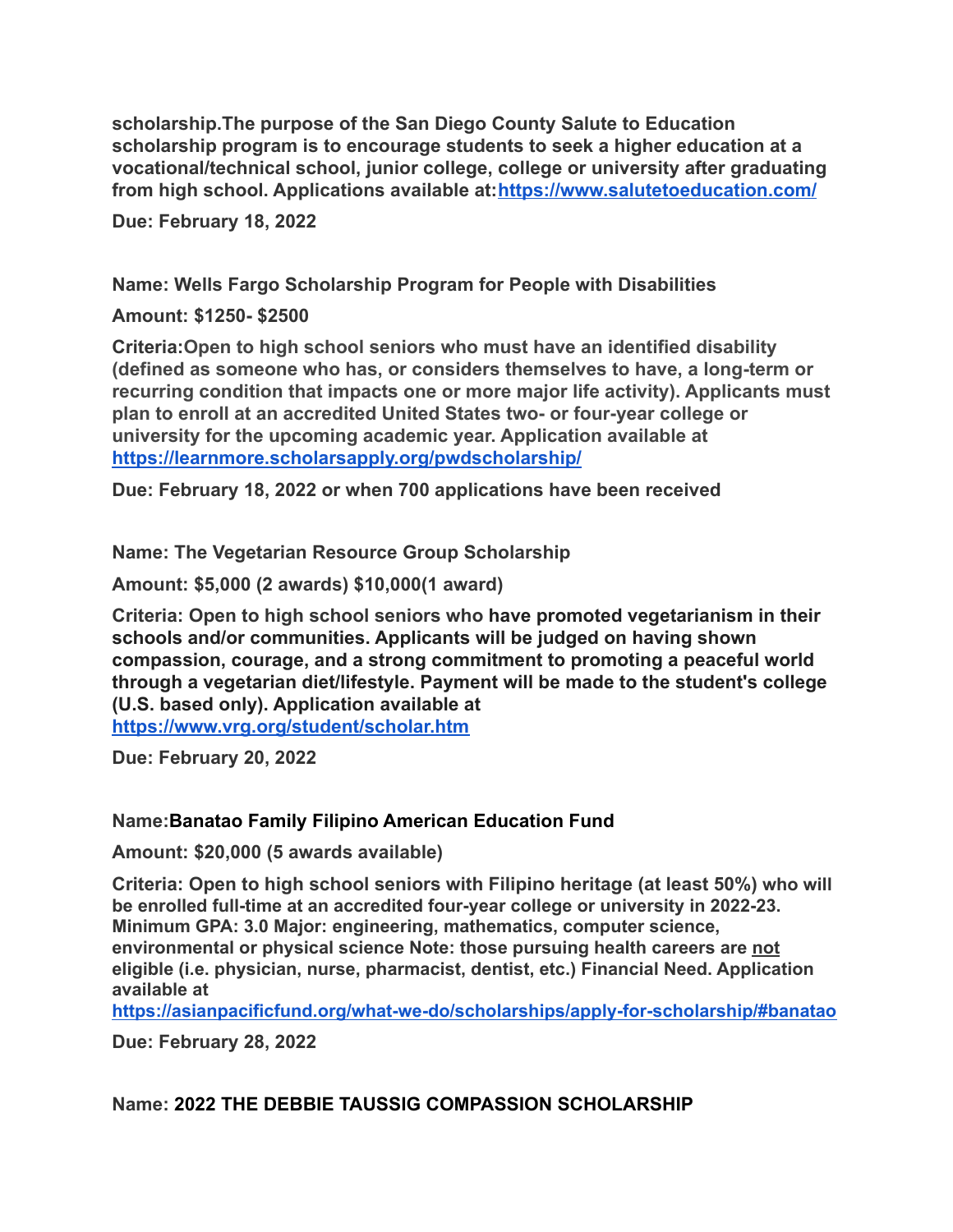**scholarship.The purpose of the San Diego County Salute to Education scholarship program is to encourage students to seek a higher education at a vocational/technical school, junior college, college or university after graduating from high school. Applications available at:[https://www.salutetoeducation.com/](https://www.salutetoeducation.com/)**

**Due: February 18, 2022**

**Name: Wells Fargo Scholarship Program for People with Disabilities**

**Amount: $1250- $2500**

**Criteria:Open to high school seniors who must have an identified disability (defined as someone who has, or considers themselves to have, a long-term or recurring condition that impacts one or more major life activity). Applicants must plan to enroll at an accredited United States two- or four-year college or university for the upcoming academic year. Application available at [https://learnmore.scholarsapply.org/pwdscholarship/](https://learnmore.scholarsapply.org/pwdscholarship/)**

**Due: February 18, 2022 or when 700 applications have been received**

**Name: The Vegetarian Resource Group Scholarship**

**Amount: $5,000 (2 awards) $10,000(1 award)**

**Criteria: Open to high school seniors who have promoted vegetarianism in their schools and/or communities. Applicants will be judged on having shown compassion, courage, and a strong commitment to promoting a peaceful world through a vegetarian diet/lifestyle. Payment will be made to the student's college (U.S. based only). Application available at [https://www.vrg.org/student/scholar.htm](https://www.vrg.org/student/scholar.htm)**

**Due: February 20, 2022**

**Name:Banatao Family Filipino American Education Fund**

**Amount: $20,000 (5 awards available)**

**Criteria: Open to high school seniors with Filipino heritage (at least 50%) who will be enrolled full-time at an accredited four-year college or university in 2022-23. Minimum GPA: 3.0 Major: engineering, mathematics, computer science, environmental or physical science Note: those pursuing health careers are <u>not</u> eligible (i.e. physician, nurse, pharmacist, dentist, etc.) Financial Need. Application available at [https://asianpacificfund.org/what-we-do/scholarships/apply-for-scholarship/#banatao](https://asianpacificfund.org/what-we-do/scholarships/apply-for-scholarship/#banatao)**

**Due: February 28, 2022**

**Name: 2022 THE DEBBIE TAUSSIG COMPASSION SCHOLARSHIP**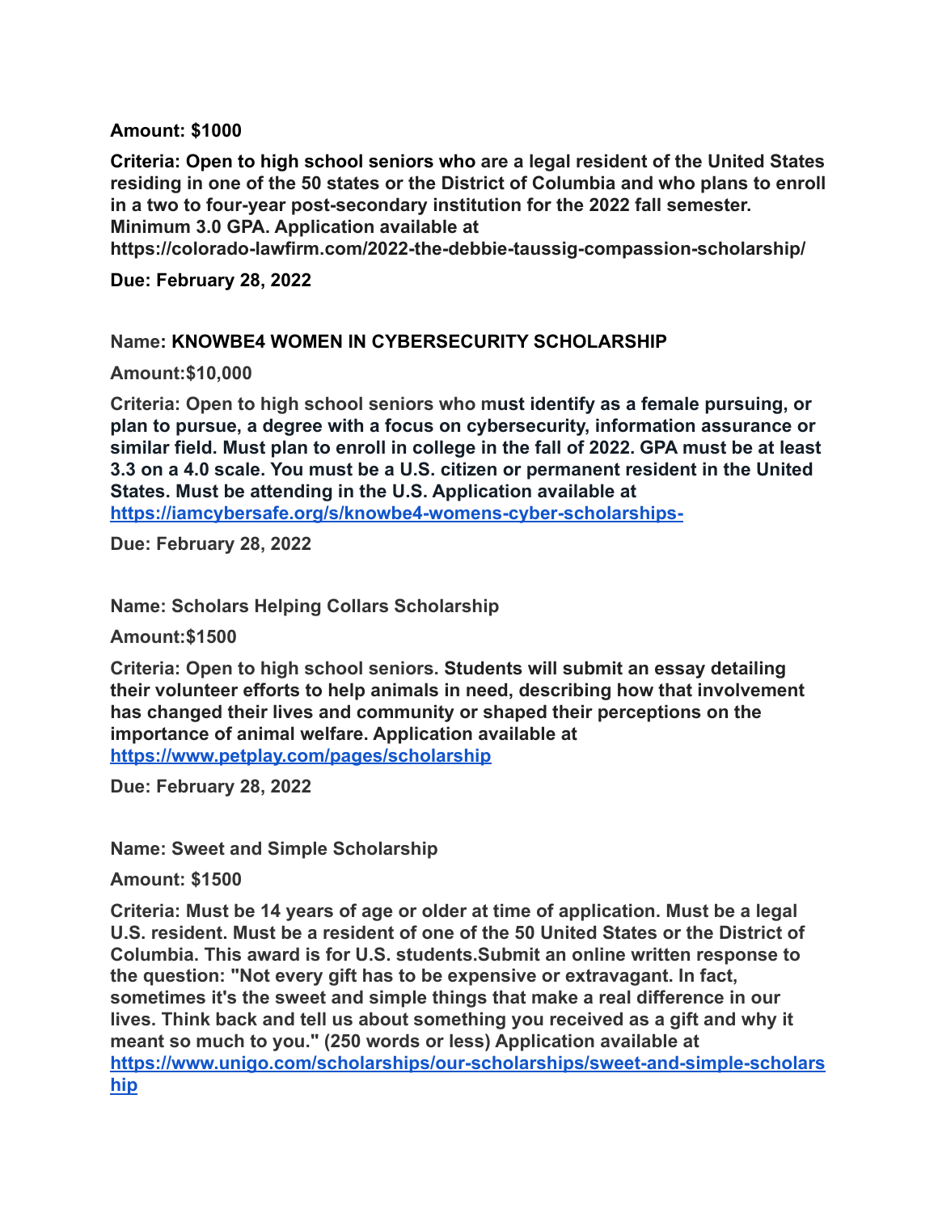**Amount: $1000**

**Criteria: Open to high school seniors who are a legal resident of the United States residing in one of the 50 states or the District of Columbia and who plans to enroll in a two to four-year post-secondary institution for the 2022 fall semester. Minimum 3.0 GPA. Application available at https://colorado-lawfirm.com/2022-the-debbie-taussig-compassion-scholarship/**

**Due: February 28, 2022**

**Name: KNOWBE4 WOMEN IN CYBERSECURITY SCHOLARSHIP**

**Amount:$10,000**

**Criteria: Open to high school seniors who must identify as a female pursuing, or plan to pursue, a degree with a focus on cybersecurity, information assurance or similar field. Must plan to enroll in college in the fall of 2022. GPA must be at least 3.3 on a 4.0 scale. You must be a U.S. citizen or permanent resident in the United States. Must be attending in the U.S. Application available at [https://iamcybersafe.org/s/knowbe4-womens-cyber-scholarships-](https://iamcybersafe.org/s/knowbe4-womens-cyber-scholarships-)**

**Due: February 28, 2022**

**Name: Scholars Helping Collars Scholarship**

**Amount:$1500**

**Criteria: Open to high school seniors. Students will submit an essay detailing their volunteer efforts to help animals in need, describing how that involvement has changed their lives and community or shaped their perceptions on the importance of animal welfare. Application available at [https://www.petplay.com/pages/scholarship](https://www.petplay.com/pages/scholarship)**

**Due: February 28, 2022**

**Name: Sweet and Simple Scholarship**

**Amount: $1500**

**Criteria: Must be 14 years of age or older at time of application. Must be a legal U.S. resident. Must be a resident of one of the 50 United States or the District of Columbia. This award is for U.S. students.Submit an online written response to the question: "Not every gift has to be expensive or extravagant. In fact, sometimes it's the sweet and simple things that make a real difference in our lives. Think back and tell us about something you received as a gift and why it meant so much to you." (250 words or less) Application available at [https://www.unigo.com/scholarships/our-scholarships/sweet-and-simple-scholarship](https://www.unigo.com/scholarships/our-scholarships/sweet-and-simple-scholarship)**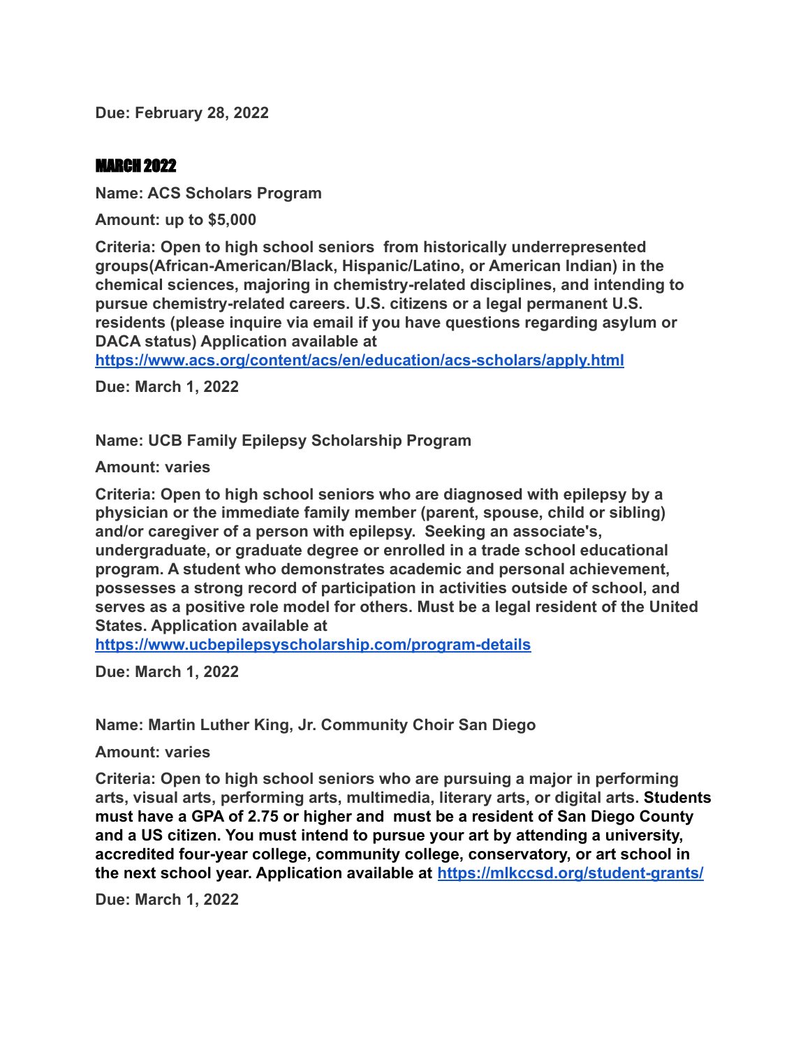**Due: February 28, 2022**

## MARCH 2022

**Name: ACS Scholars Program**

**Amount: up to $5,000**

**Criteria: Open to high school seniors  from historically underrepresented groups(African-American/Black, Hispanic/Latino, or American Indian) in the chemical sciences, majoring in chemistry-related disciplines, and intending to pursue chemistry-related careers. U.S. citizens or a legal permanent U.S. residents (please inquire via email if you have questions regarding asylum or DACA status) Application available at [https://www.acs.org/content/acs/en/education/acs-scholars/apply.html](https://www.acs.org/content/acs/en/education/acs-scholars/apply.html)**

**Due: March 1, 2022**

**Name: UCB Family Epilepsy Scholarship Program**

**Amount: varies**

**Criteria: Open to high school seniors who are diagnosed with epilepsy by a physician or the immediate family member (parent, spouse, child or sibling) and/or caregiver of a person with epilepsy.  Seeking an associate's, undergraduate, or graduate degree or enrolled in a trade school educational program. A student who demonstrates academic and personal achievement, possesses a strong record of participation in activities outside of school, and serves as a positive role model for others. Must be a legal resident of the United States. Application available at [https://www.ucbepilepsyscholarship.com/program-details](https://www.ucbepilepsyscholarship.com/program-details)**

**Due: March 1, 2022**

**Name: Martin Luther King, Jr. Community Choir San Diego**

**Amount: varies**

**Criteria: Open to high school seniors who are pursuing a major in performing arts, visual arts, performing arts, multimedia, literary arts, or digital arts. Students must have a GPA of 2.75 or higher and  must be a resident of San Diego County and a US citizen. You must intend to pursue your art by attending a university, accredited four-year college, community college, conservatory, or art school in the next school year. Application available at [https://mlkccsd.org/student-grants/](https://mlkccsd.org/student-grants/)**

**Due: March 1, 2022**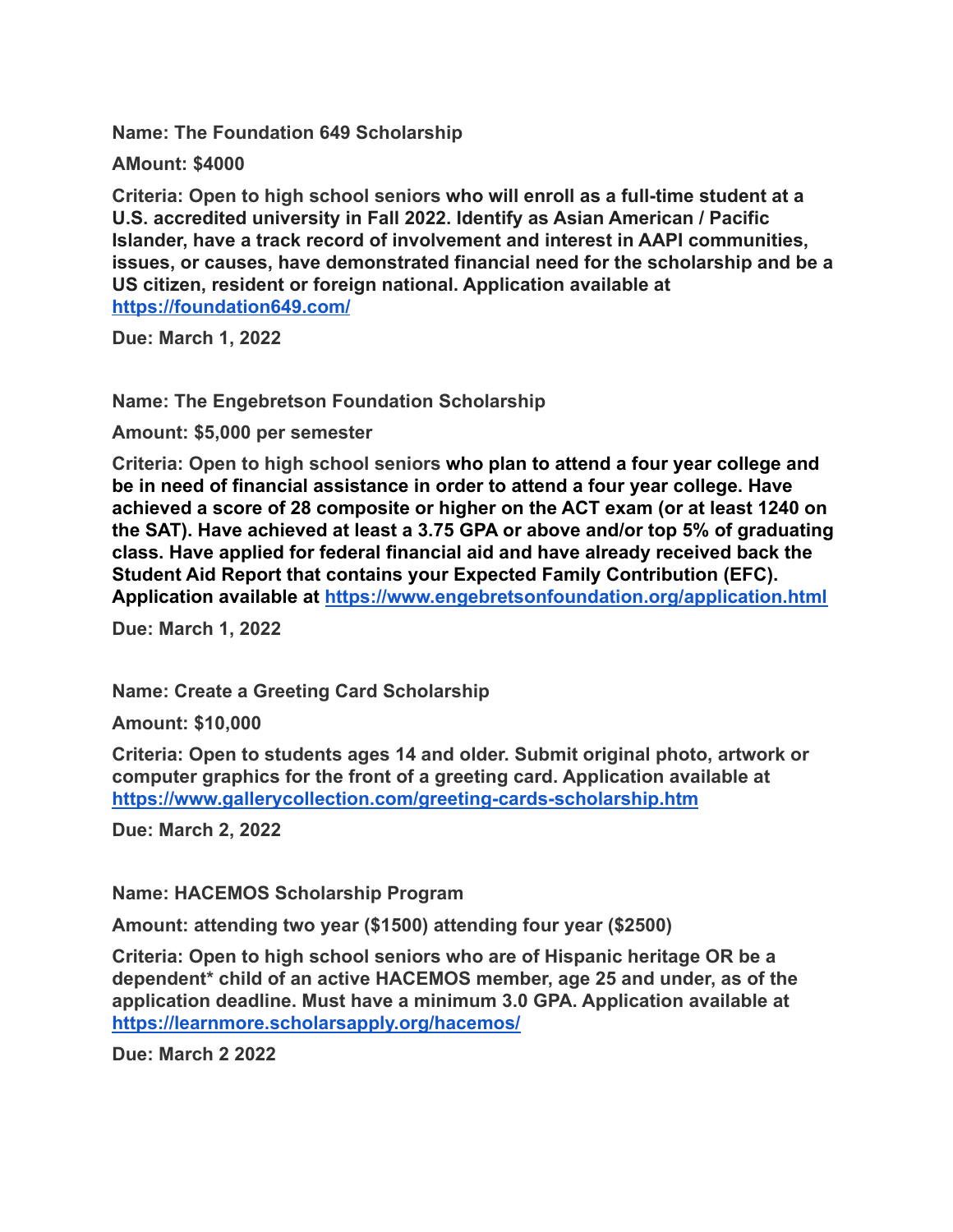**Name: The Foundation 649 Scholarship**

**AMount: $4000**

**Criteria: Open to high school seniors who will enroll as a full-time student at a U.S. accredited university in Fall 2022. Identify as Asian American / Pacific Islander, have a track record of involvement and interest in AAPI communities, issues, or causes, have demonstrated financial need for the scholarship and be a US citizen, resident or foreign national. Application available at [https://foundation649.com/](https://foundation649.com/)**

**Due: March 1, 2022**

**Name: The Engebretson Foundation Scholarship**

**Amount: $5,000 per semester**

**Criteria: Open to high school seniors who plan to attend a four year college and be in need of financial assistance in order to attend a four year college. Have achieved a score of 28 composite or higher on the ACT exam (or at least 1240 on the SAT). Have achieved at least a 3.75 GPA or above and/or top 5% of graduating class. Have applied for federal financial aid and have already received back the Student Aid Report that contains your Expected Family Contribution (EFC). Application available at [https://www.engebretsonfoundation.org/application.html](https://www.engebretsonfoundation.org/application.html)**

**Due: March 1, 2022**

**Name: Create a Greeting Card Scholarship**

**Amount: $10,000**

**Criteria: Open to students ages 14 and older. Submit original photo, artwork or computer graphics for the front of a greeting card. Application available at [https://www.gallerycollection.com/greeting-cards-scholarship.htm](https://www.gallerycollection.com/greeting-cards-scholarship.htm)**

**Due: March 2, 2022**

**Name: HACEMOS Scholarship Program**

**Amount: attending two year ($1500) attending four year ($2500)**

**Criteria: Open to high school seniors who are of Hispanic heritage OR be a dependent* child of an active HACEMOS member, age 25 and under, as of the application deadline. Must have a minimum 3.0 GPA. Application available at [https://learnmore.scholarsapply.org/hacemos/](https://learnmore.scholarsapply.org/hacemos/)**

**Due: March 2 2022**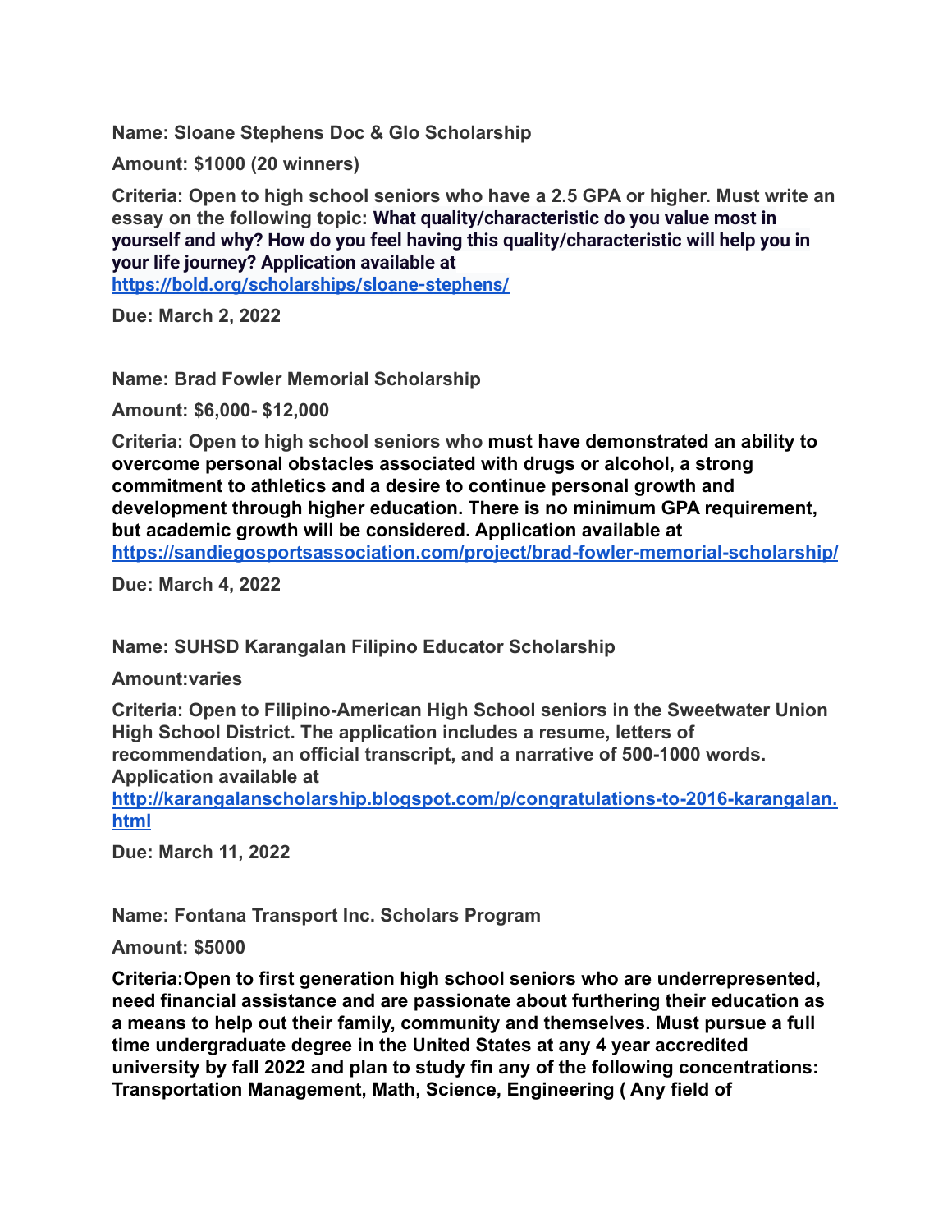**Name: Sloane Stephens Doc & Glo Scholarship**

**Amount: $1000 (20 winners)**

**Criteria: Open to high school seniors who have a 2.5 GPA or higher. Must write an essay on the following topic: What quality/characteristic do you value most in yourself and why? How do you feel having this quality/characteristic will help you in your life journey? Application available at https://bold.org/scholarships/sloane-stephens/**

**Due: March 2, 2022**

**Name: Brad Fowler Memorial Scholarship**

**Amount: $6,000- $12,000**

**Criteria: Open to high school seniors who must have demonstrated an ability to overcome personal obstacles associated with drugs or alcohol, a strong commitment to athletics and a desire to continue personal growth and development through higher education. There is no minimum GPA requirement, but academic growth will be considered. Application available at https://sandiegosportsassociation.com/project/brad-fowler-memorial-scholarship/**

**Due: March 4, 2022**

**Name: SUHSD Karangalan Filipino Educator Scholarship**

**Amount:varies**

**Criteria: Open to Filipino-American High School seniors in the Sweetwater Union High School District. The application includes a resume, letters of recommendation, an official transcript, and a narrative of 500-1000 words. Application available at http://karangalanscholarship.blogspot.com/p/congratulations-to-2016-karangalan.html**

**Due: March 11, 2022**

**Name: Fontana Transport Inc. Scholars Program**

**Amount: $5000**

**Criteria:Open to first generation high school seniors who are underrepresented, need financial assistance and are passionate about furthering their education as a means to help out their family, community and themselves. Must pursue a full time undergraduate degree in the United States at any 4 year accredited university by fall 2022 and plan to study fin any of the following concentrations: Transportation Management, Math, Science, Engineering ( Any field of**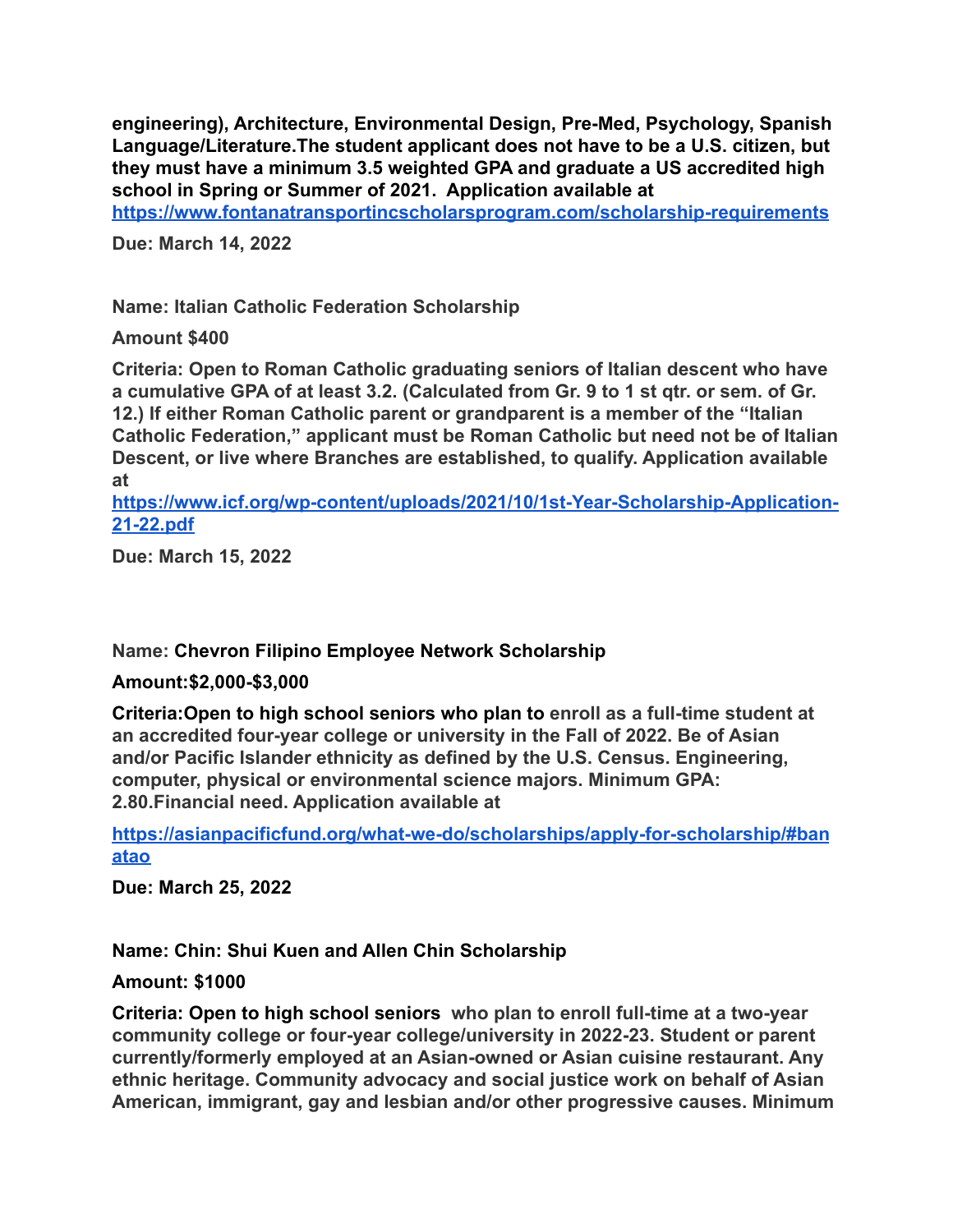**engineering), Architecture, Environmental Design, Pre-Med, Psychology, Spanish Language/Literature.The student applicant does not have to be a U.S. citizen, but they must have a minimum 3.5 weighted GPA and graduate a US accredited high school in Spring or Summer of 2021. Application available at [https://www.fontanatransportincscholarsprogram.com/scholarship-requirements](https://www.fontanatransportincscholarsprogram.com/scholarship-requirements)**

**Due: March 14, 2022**

**Name: Italian Catholic Federation Scholarship**

**Amount $400**

**Criteria: Open to Roman Catholic graduating seniors of Italian descent who have a cumulative GPA of at least 3.2. (Calculated from Gr. 9 to 1 st qtr. or sem. of Gr. 12.) If either Roman Catholic parent or grandparent is a member of the "Italian Catholic Federation," applicant must be Roman Catholic but need not be of Italian Descent, or live where Branches are established, to qualify. Application available at [https://www.icf.org/wp-content/uploads/2021/10/1st-Year-Scholarship-Application-21-22.pdf](https://www.icf.org/wp-content/uploads/2021/10/1st-Year-Scholarship-Application-21-22.pdf)**

**Due: March 15, 2022**

**Name: Chevron Filipino Employee Network Scholarship**

**Amount:$2,000-$3,000**

**Criteria:Open to high school seniors who plan to enroll as a full-time student at an accredited four-year college or university in the Fall of 2022. Be of Asian and/or Pacific Islander ethnicity as defined by the U.S. Census. Engineering, computer, physical or environmental science majors. Minimum GPA: 2.80.Financial need. Application available at**

**[https://asianpacificfund.org/what-we-do/scholarships/apply-for-scholarship/#banatao](https://asianpacificfund.org/what-we-do/scholarships/apply-for-scholarship/#banatao)**

**Due: March 25, 2022**

**Name: Chin: Shui Kuen and Allen Chin Scholarship**

**Amount: $1000**

**Criteria: Open to high school seniors who plan to enroll full-time at a two-year community college or four-year college/university in 2022-23. Student or parent currently/formerly employed at an Asian-owned or Asian cuisine restaurant. Any ethnic heritage. Community advocacy and social justice work on behalf of Asian American, immigrant, gay and lesbian and/or other progressive causes. Minimum**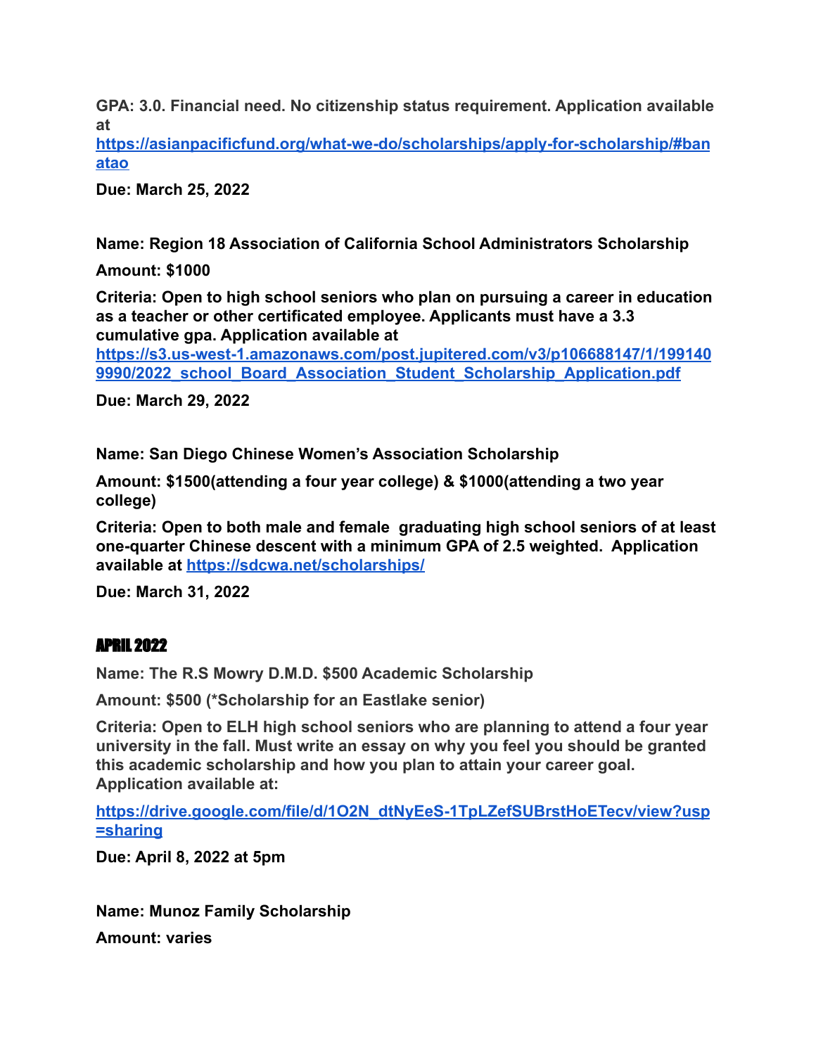**GPA: 3.0. Financial need. No citizenship status requirement. Application available at https://asianpacificfund.org/what-we-do/scholarships/apply-for-scholarship/#banatao**

**Due: March 25, 2022**

**Name: Region 18 Association of California School Administrators Scholarship**

**Amount: $1000**

**Criteria: Open to high school seniors who plan on pursuing a career in education as a teacher or other certificated employee. Applicants must have a 3.3 cumulative gpa. Application available at https://s3.us-west-1.amazonaws.com/post.jupitered.com/v3/p106688147/1/1991409990/2022_school_Board_Association_Student_Scholarship_Application.pdf**

**Due: March 29, 2022**

**Name: San Diego Chinese Women's Association Scholarship**

**Amount: $1500(attending a four year college) & $1000(attending a two year college)**

**Criteria: Open to both male and female graduating high school seniors of at least one-quarter Chinese descent with a minimum GPA of 2.5 weighted. Application available at https://sdcwa.net/scholarships/**

**Due: March 31, 2022**

## APRIL 2022

**Name: The R.S Mowry D.M.D. $500 Academic Scholarship**

**Amount: $500 (*Scholarship for an Eastlake senior)**

**Criteria: Open to ELH high school seniors who are planning to attend a four year university in the fall. Must write an essay on why you feel you should be granted this academic scholarship and how you plan to attain your career goal. Application available at:**

**https://drive.google.com/file/d/1O2N_dtNyEeS-1TpLZefSUBrstHoETecv/view?usp=sharing**

**Due: April 8, 2022 at 5pm**

**Name: Munoz Family Scholarship**

**Amount: varies**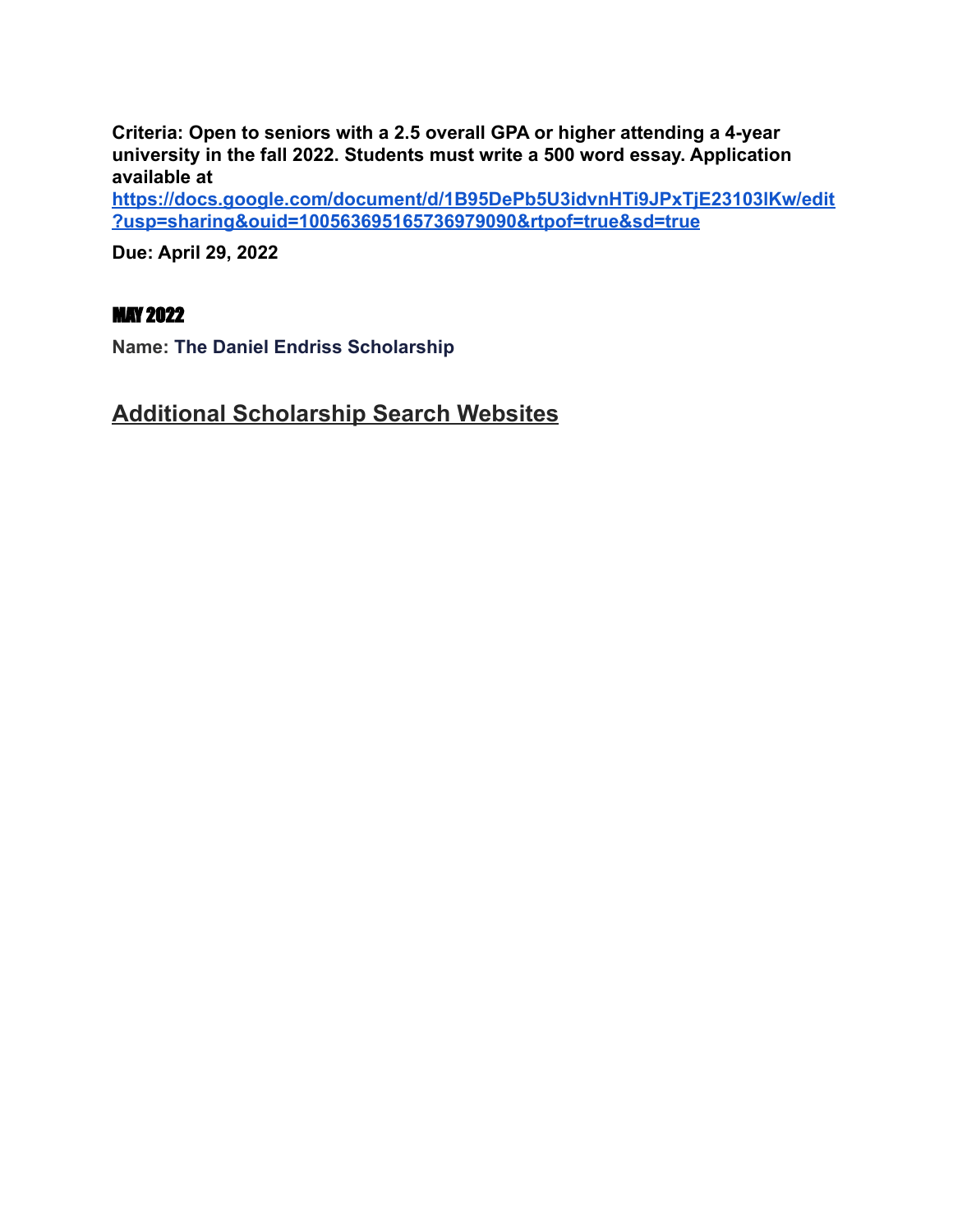**Criteria: Open to seniors with a 2.5 overall GPA or higher attending a 4-year university in the fall 2022. Students must write a 500 word essay. Application available at [https://docs.google.com/document/d/1B95DePb5U3idvnHTi9JPxTjE23103lKw/edit?usp=sharing&ouid=100563695165736979090&rtpof=true&sd=true](https://docs.google.com/document/d/1B95DePb5U3idvnHTi9JPxTjE23103lKw/edit?usp=sharing&ouid=100563695165736979090&rtpof=true&sd=true)**

**Due: April 29, 2022**

### MAY 2022

**Name: The Daniel Endriss Scholarship**

## Additional Scholarship Search Websites